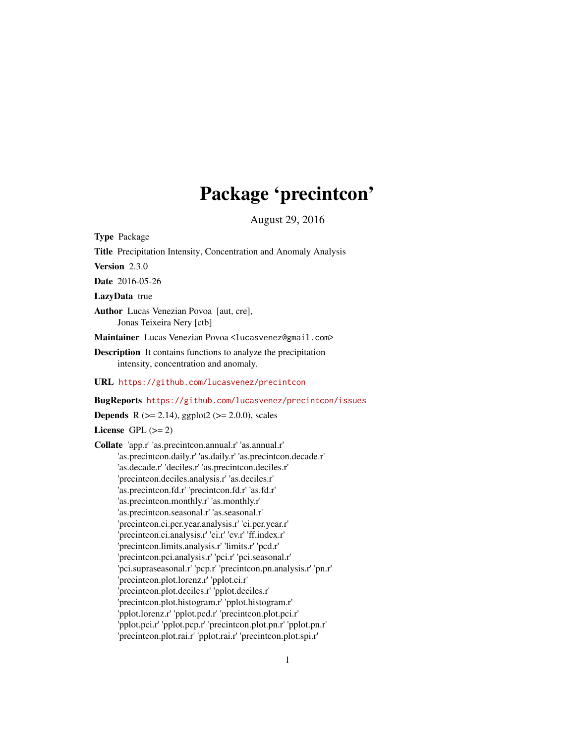# Package 'precintcon'

August 29, 2016

**Type** Package

**Title** Precipitation Intensity, Concentration and Anomaly Analysis

**Version** 2.3.0

**Date** 2016-05-26

**LazyData** true

**Author** Lucas Venezian Povoa [aut, cre], Jonas Teixeira Nery [ctb]

**Maintainer** Lucas Venezian Povoa <lucasvenez@gmail.com>

**Description** It contains functions to analyze the precipitation intensity, concentration and anomaly.

**URL** https://github.com/lucasvenez/precintcon

**BugReports** https://github.com/lucasvenez/precintcon/issues

**Depends** R (>= 2.14), ggplot2 (>= 2.0.0), scales

**License** GPL (>= 2)

**Collate** 'app.r' 'as.precintcon.annual.r' 'as.annual.r' 'as.precintcon.daily.r' 'as.daily.r' 'as.precintcon.decade.r' 'as.decade.r' 'deciles.r' 'as.precintcon.deciles.r' 'precintcon.deciles.analysis.r' 'as.deciles.r' 'as.precintcon.fd.r' 'precintcon.fd.r' 'as.fd.r' 'as.precintcon.monthly.r' 'as.monthly.r' 'as.precintcon.seasonal.r' 'as.seasonal.r' 'precintcon.ci.per.year.analysis.r' 'ci.per.year.r' 'precintcon.ci.analysis.r' 'ci.r' 'cv.r' 'ff.index.r' 'precintcon.limits.analysis.r' 'limits.r' 'pcd.r' 'precintcon.pci.analysis.r' 'pci.r' 'pci.seasonal.r' 'pci.supraseasonal.r' 'pcp.r' 'precintcon.pn.analysis.r' 'pn.r' 'precintcon.plot.lorenz.r' 'pplot.ci.r' 'precintcon.plot.deciles.r' 'pplot.deciles.r' 'precintcon.plot.histogram.r' 'pplot.histogram.r' 'pplot.lorenz.r' 'pplot.pcd.r' 'precintcon.plot.pci.r' 'pplot.pci.r' 'pplot.pcp.r' 'precintcon.plot.pn.r' 'pplot.pn.r' 'precintcon.plot.rai.r' 'pplot.rai.r' 'precintcon.plot.spi.r'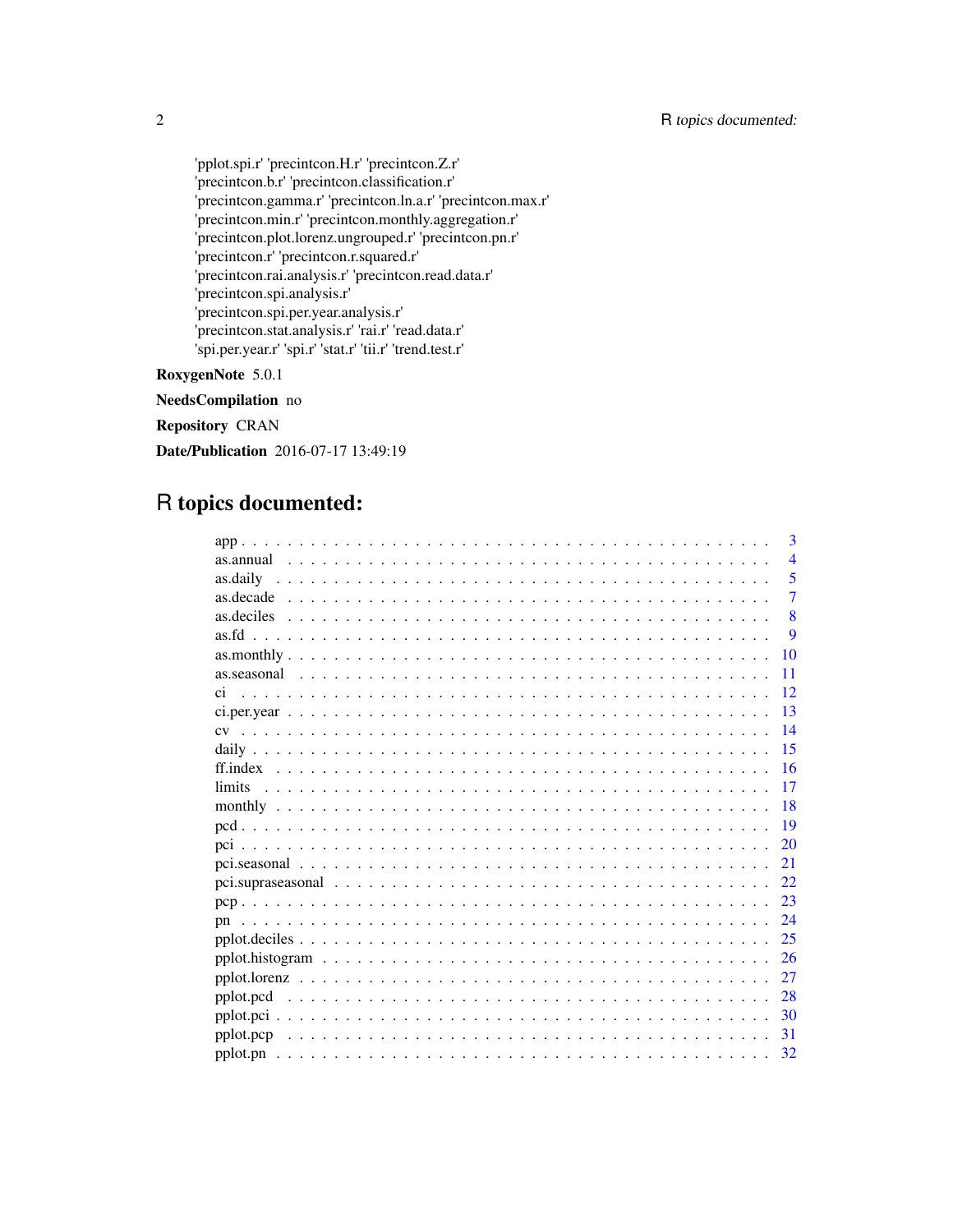'pplot.spi.r' 'precintcon.H.r' 'precintcon.Z.r'
'precintcon.b.r' 'precintcon.classification.r'
'precintcon.gamma.r' 'precintcon.ln.a.r' 'precintcon.max.r'
'precintcon.min.r' 'precintcon.monthly.aggregation.r'
'precintcon.plot.lorenz.ungrouped.r' 'precintcon.pn.r'
'precintcon.r' 'precintcon.r.squared.r'
'precintcon.rai.analysis.r' 'precintcon.read.data.r'
'precintcon.spi.analysis.r'
'precintcon.spi.per.year.analysis.r'
'precintcon.stat.analysis.r' 'rai.r' 'read.data.r'
'spi.per.year.r' 'spi.r' 'stat.r' 'tii.r' 'trend.test.r'

**RoxygenNote** 5.0.1

**NeedsCompilation** no

**Repository** CRAN

**Date/Publication** 2016-07-17 13:49:19

# R topics documented:

| | |
|---|---|
| app | 3 |
| as.annual | 4 |
| as.daily | 5 |
| as.decade | 7 |
| as.deciles | 8 |
| as.fd | 9 |
| as.monthly | 10 |
| as.seasonal | 11 |
| ci | 12 |
| ci.per.year | 13 |
| cv | 14 |
| daily | 15 |
| ff.index | 16 |
| limits | 17 |
| monthly | 18 |
| pcd | 19 |
| pci | 20 |
| pci.seasonal | 21 |
| pci.supraseasonal | 22 |
| pcp | 23 |
| pn | 24 |
| pplot.deciles | 25 |
| pplot.histogram | 26 |
| pplot.lorenz | 27 |
| pplot.pcd | 28 |
| pplot.pci | 30 |
| pplot.pcp | 31 |
| pplot.pn | 32 |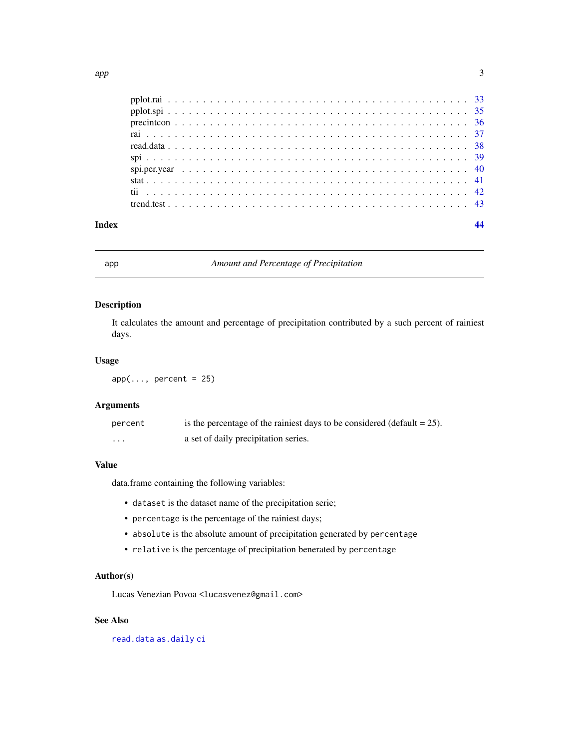pplot.rai . . . . . . . . . . . . . . . . . . . . . . . . . . . . . . . . . . . . . . . . . 33
pplot.spi . . . . . . . . . . . . . . . . . . . . . . . . . . . . . . . . . . . . . . . . . 35
precintcon . . . . . . . . . . . . . . . . . . . . . . . . . . . . . . . . . . . . . . . . 36
rai . . . . . . . . . . . . . . . . . . . . . . . . . . . . . . . . . . . . . . . . . . . . 37
read.data . . . . . . . . . . . . . . . . . . . . . . . . . . . . . . . . . . . . . . . . 38
spi . . . . . . . . . . . . . . . . . . . . . . . . . . . . . . . . . . . . . . . . . . . . 39
spi.per.year . . . . . . . . . . . . . . . . . . . . . . . . . . . . . . . . . . . . . . 40
stat . . . . . . . . . . . . . . . . . . . . . . . . . . . . . . . . . . . . . . . . . . . 41
tii . . . . . . . . . . . . . . . . . . . . . . . . . . . . . . . . . . . . . . . . . . . . 42
trend.test . . . . . . . . . . . . . . . . . . . . . . . . . . . . . . . . . . . . . . . . 43

**Index** **44**

---

## app — *Amount and Percentage of Precipitation*

---

### Description

It calculates the amount and percentage of precipitation contributed by a such percent of rainiest days.

### Usage

```
app(..., percent = 25)
```

### Arguments

| | |
|---|---|
| `percent` | is the percentage of the rainiest days to be considered (default = 25). |
| `...` | a set of daily precipitation series. |

### Value

data.frame containing the following variables:

- `dataset` is the dataset name of the precipitation serie;
- `percentage` is the percentage of the rainiest days;
- `absolute` is the absolute amount of precipitation generated by `percentage`
- `relative` is the percentage of precipitation benerated by `percentage`

### Author(s)

Lucas Venezian Povoa <lucasvenez@gmail.com>

### See Also

`read.data` `as.daily` `ci`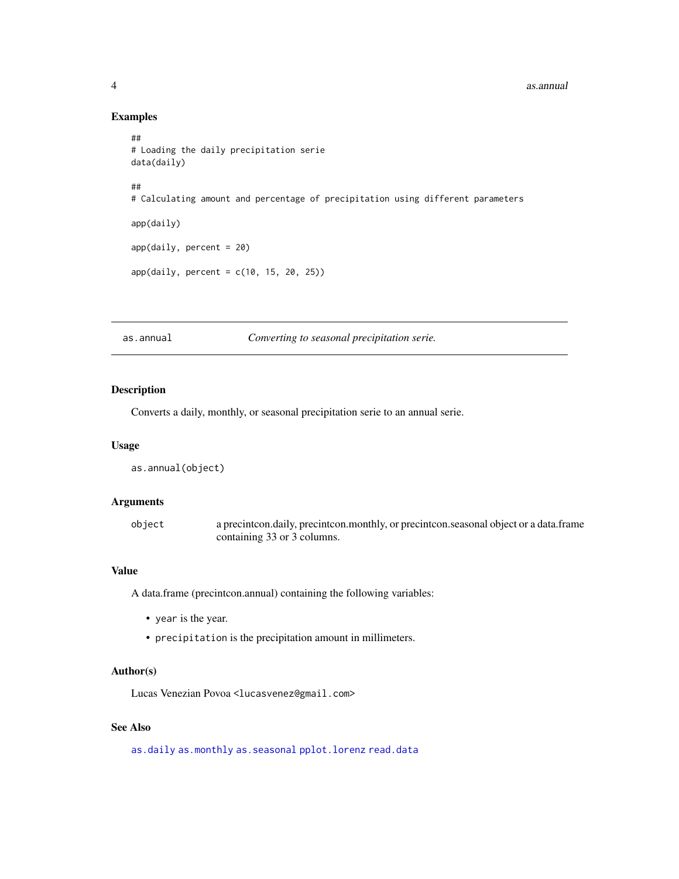### Examples

```
##
# Loading the daily precipitation serie
data(daily)

##
# Calculating amount and percentage of precipitation using different parameters

app(daily)

app(daily, percent = 20)

app(daily, percent = c(10, 15, 20, 25))
```

---

`as.annual` *Converting to seasonal precipitation serie.*

---

### Description

Converts a daily, monthly, or seasonal precipitation serie to an annual serie.

### Usage

```
as.annual(object)
```

### Arguments

| | |
|---|---|
| `object` | a precintcon.daily, precintcon.monthly, or precintcon.seasonal object or a data.frame containing 33 or 3 columns. |

### Value

A data.frame (precintcon.annual) containing the following variables:

- `year` is the year.
- `precipitation` is the precipitation amount in millimeters.

### Author(s)

Lucas Venezian Povoa <lucasvenez@gmail.com>

### See Also

`as.daily` `as.monthly` `as.seasonal` `pplot.lorenz` `read.data`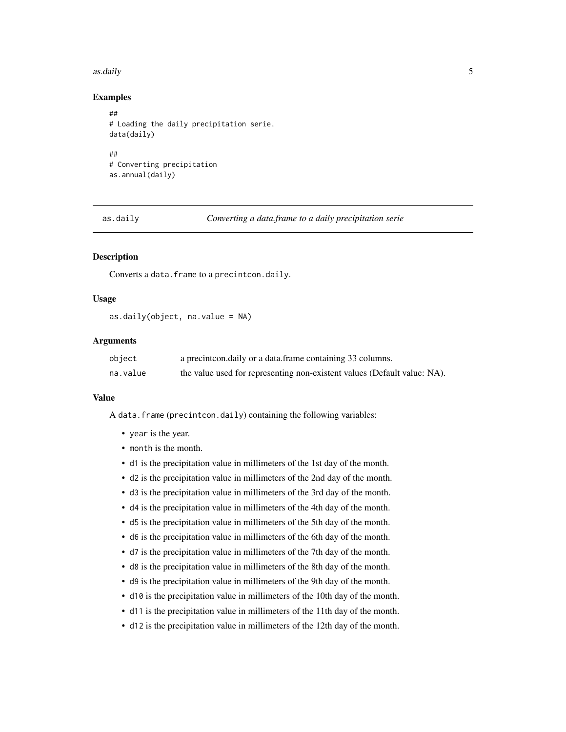### Examples

```
##
# Loading the daily precipitation serie.
data(daily)

##
# Converting precipitation
as.annual(daily)
```

---

## as.daily — *Converting a data.frame to a daily precipitation serie*

---

### Description

Converts a `data.frame` to a `precintcon.daily`.

### Usage

```
as.daily(object, na.value = NA)
```

### Arguments

| | |
|---|---|
| `object` | a precintcon.daily or a data.frame containing 33 columns. |
| `na.value` | the value used for representing non-existent values (Default value: NA). |

### Value

A `data.frame` (`precintcon.daily`) containing the following variables:

- `year` is the year.
- `month` is the month.
- `d1` is the precipitation value in millimeters of the 1st day of the month.
- `d2` is the precipitation value in millimeters of the 2nd day of the month.
- `d3` is the precipitation value in millimeters of the 3rd day of the month.
- `d4` is the precipitation value in millimeters of the 4th day of the month.
- `d5` is the precipitation value in millimeters of the 5th day of the month.
- `d6` is the precipitation value in millimeters of the 6th day of the month.
- `d7` is the precipitation value in millimeters of the 7th day of the month.
- `d8` is the precipitation value in millimeters of the 8th day of the month.
- `d9` is the precipitation value in millimeters of the 9th day of the month.
- `d10` is the precipitation value in millimeters of the 10th day of the month.
- `d11` is the precipitation value in millimeters of the 11th day of the month.
- `d12` is the precipitation value in millimeters of the 12th day of the month.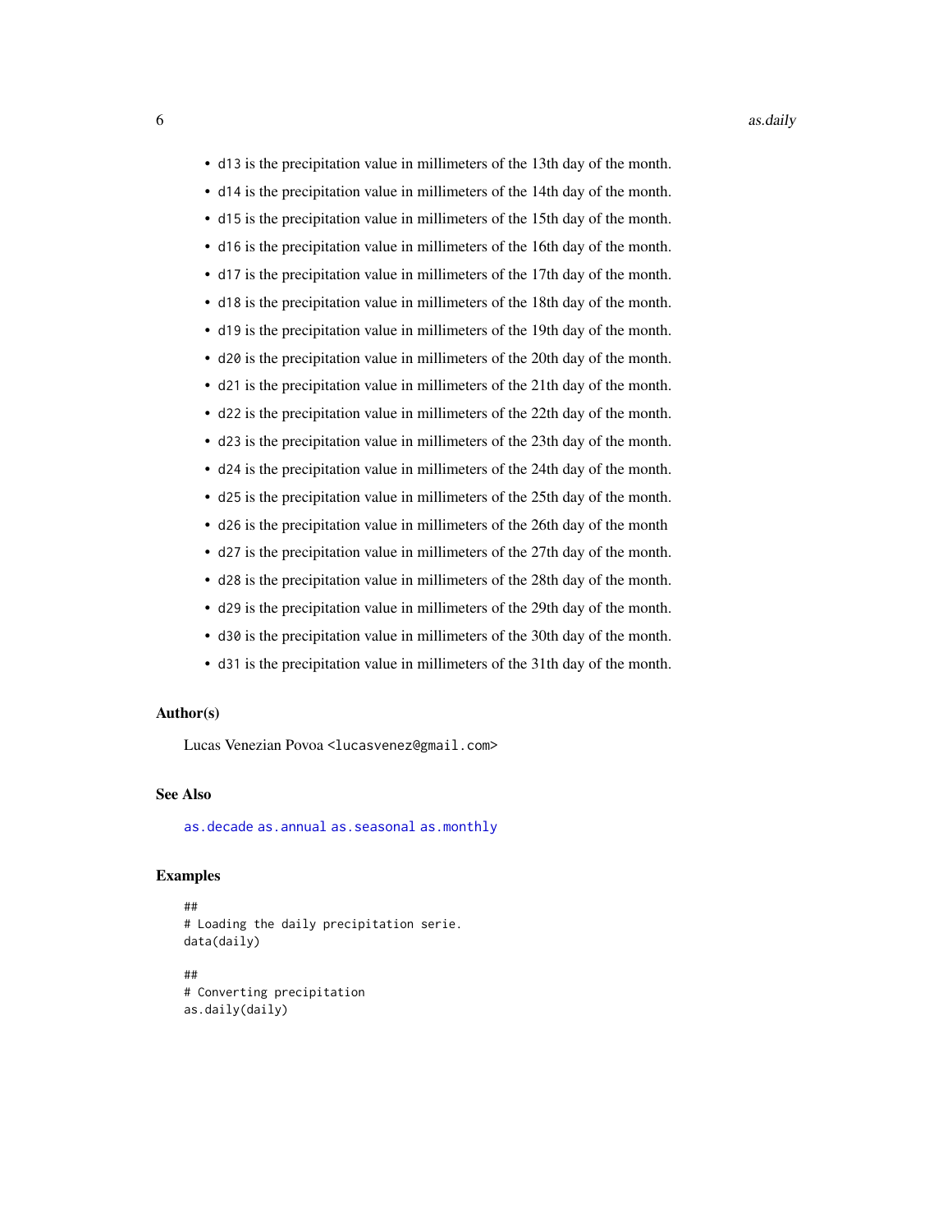- d13 is the precipitation value in millimeters of the 13th day of the month.
- d14 is the precipitation value in millimeters of the 14th day of the month.
- d15 is the precipitation value in millimeters of the 15th day of the month.
- d16 is the precipitation value in millimeters of the 16th day of the month.
- d17 is the precipitation value in millimeters of the 17th day of the month.
- d18 is the precipitation value in millimeters of the 18th day of the month.
- d19 is the precipitation value in millimeters of the 19th day of the month.
- d20 is the precipitation value in millimeters of the 20th day of the month.
- d21 is the precipitation value in millimeters of the 21th day of the month.
- d22 is the precipitation value in millimeters of the 22th day of the month.
- d23 is the precipitation value in millimeters of the 23th day of the month.
- d24 is the precipitation value in millimeters of the 24th day of the month.
- d25 is the precipitation value in millimeters of the 25th day of the month.
- d26 is the precipitation value in millimeters of the 26th day of the month
- d27 is the precipitation value in millimeters of the 27th day of the month.
- d28 is the precipitation value in millimeters of the 28th day of the month.
- d29 is the precipitation value in millimeters of the 29th day of the month.
- d30 is the precipitation value in millimeters of the 30th day of the month.
- d31 is the precipitation value in millimeters of the 31th day of the month.

### Author(s)

Lucas Venezian Povoa <lucasvenez@gmail.com>

### See Also

as.decade as.annual as.seasonal as.monthly

### Examples

```
##
# Loading the daily precipitation serie.
data(daily)

##
# Converting precipitation
as.daily(daily)
```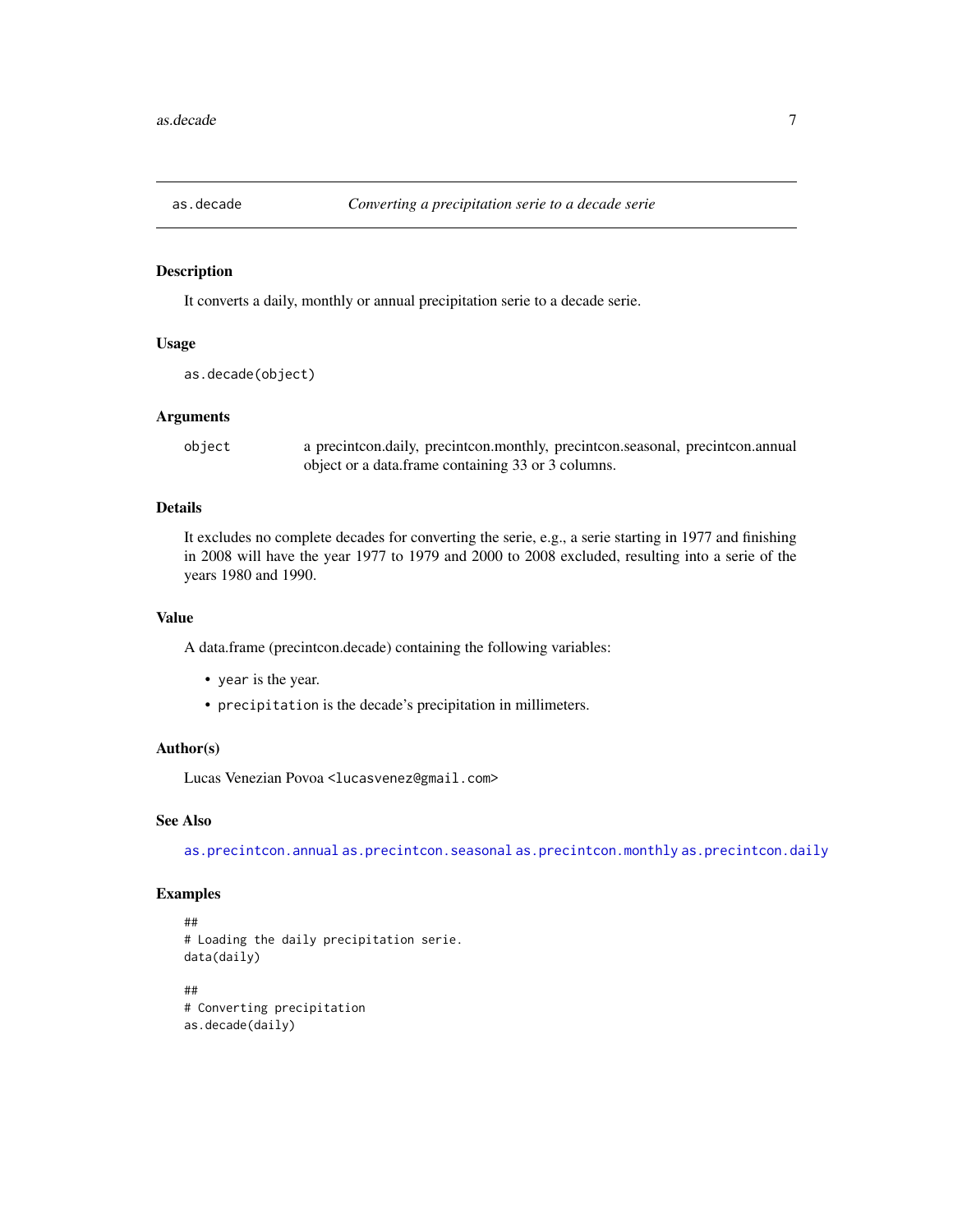## as.decade — *Converting a precipitation serie to a decade serie*

### Description

It converts a daily, monthly or annual precipitation serie to a decade serie.

### Usage

```
as.decade(object)
```

### Arguments

| | |
|---|---|
| `object` | a precintcon.daily, precintcon.monthly, precintcon.seasonal, precintcon.annual object or a data.frame containing 33 or 3 columns. |

### Details

It excludes no complete decades for converting the serie, e.g., a serie starting in 1977 and finishing in 2008 will have the year 1977 to 1979 and 2000 to 2008 excluded, resulting into a serie of the years 1980 and 1990.

### Value

A data.frame (precintcon.decade) containing the following variables:

- `year` is the year.
- `precipitation` is the decade's precipitation in millimeters.

### Author(s)

Lucas Venezian Povoa <lucasvenez@gmail.com>

### See Also

`as.precintcon.annual` `as.precintcon.seasonal` `as.precintcon.monthly` `as.precintcon.daily`

### Examples

```
##
# Loading the daily precipitation serie.
data(daily)

##
# Converting precipitation
as.decade(daily)
```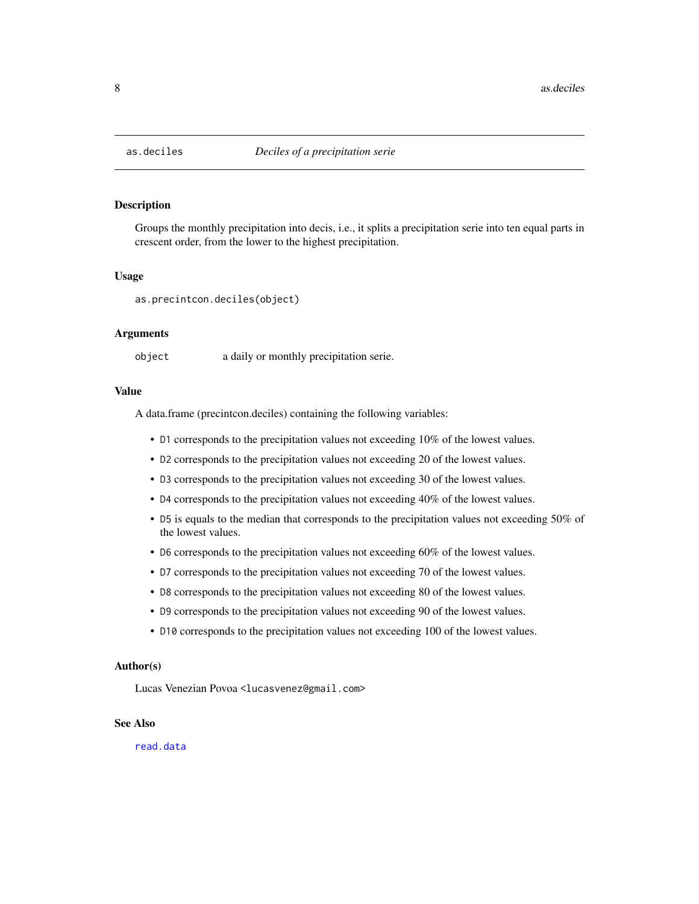# as.deciles — *Deciles of a precipitation serie*

## Description

Groups the monthly precipitation into decis, i.e., it splits a precipitation serie into ten equal parts in crescent order, from the lower to the highest precipitation.

## Usage

```
as.precintcon.deciles(object)
```

## Arguments

| | |
|---|---|
| `object` | a daily or monthly precipitation serie. |

## Value

A data.frame (precintcon.deciles) containing the following variables:

- `D1` corresponds to the precipitation values not exceeding 10% of the lowest values.
- `D2` corresponds to the precipitation values not exceeding 20 of the lowest values.
- `D3` corresponds to the precipitation values not exceeding 30 of the lowest values.
- `D4` corresponds to the precipitation values not exceeding 40% of the lowest values.
- `D5` is equals to the median that corresponds to the precipitation values not exceeding 50% of the lowest values.
- `D6` corresponds to the precipitation values not exceeding 60% of the lowest values.
- `D7` corresponds to the precipitation values not exceeding 70 of the lowest values.
- `D8` corresponds to the precipitation values not exceeding 80 of the lowest values.
- `D9` corresponds to the precipitation values not exceeding 90 of the lowest values.
- `D10` corresponds to the precipitation values not exceeding 100 of the lowest values.

## Author(s)

Lucas Venezian Povoa <lucasvenez@gmail.com>

## See Also

read.data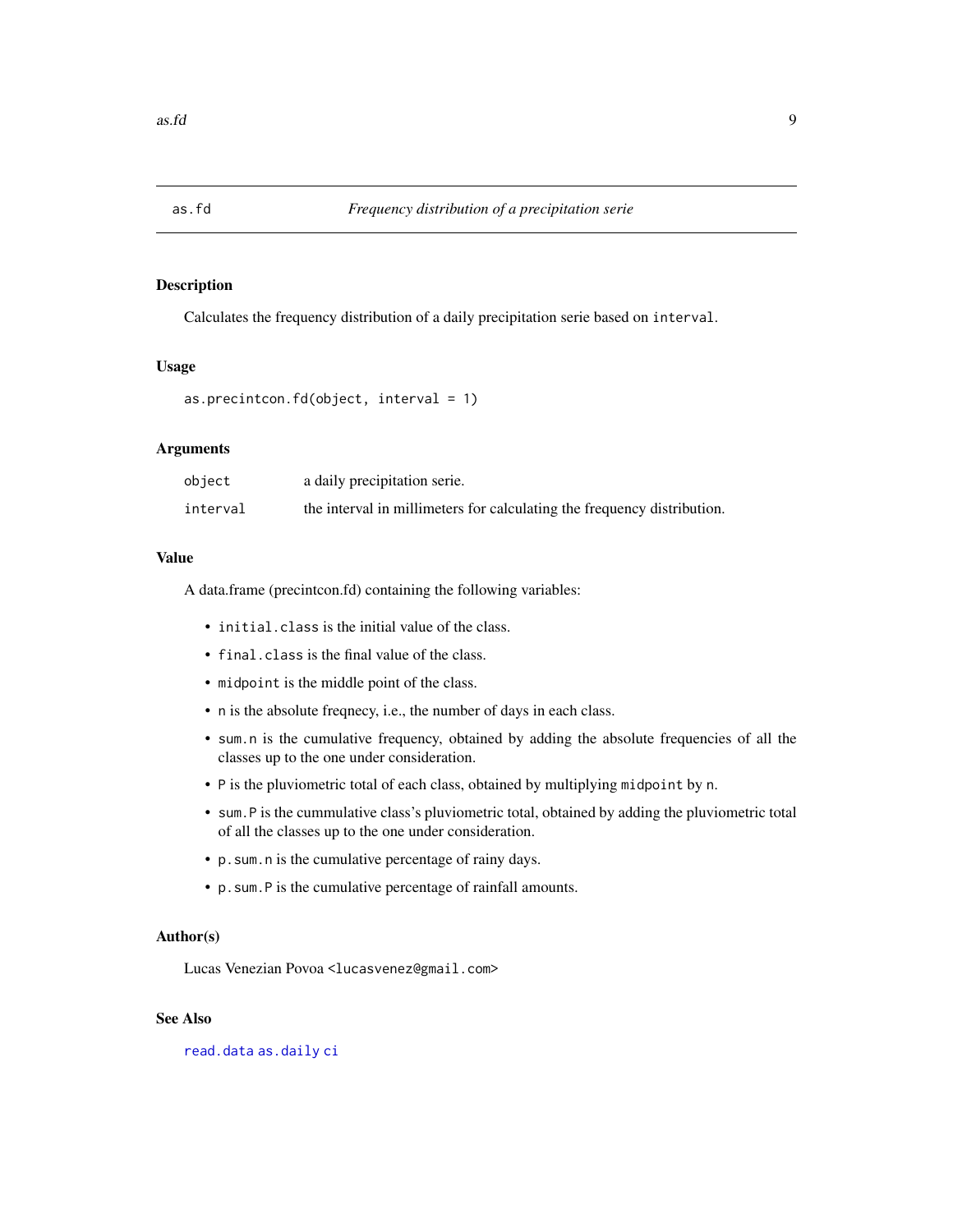## as.fd — *Frequency distribution of a precipitation serie*

### Description

Calculates the frequency distribution of a daily precipitation serie based on `interval`.

### Usage

```
as.precintcon.fd(object, interval = 1)
```

### Arguments

| | |
|---|---|
| `object` | a daily precipitation serie. |
| `interval` | the interval in millimeters for calculating the frequency distribution. |

### Value

A data.frame (precintcon.fd) containing the following variables:

- `initial.class` is the initial value of the class.
- `final.class` is the final value of the class.
- `midpoint` is the middle point of the class.
- `n` is the absolute freqnecy, i.e., the number of days in each class.
- `sum.n` is the cumulative frequency, obtained by adding the absolute frequencies of all the classes up to the one under consideration.
- `P` is the pluviometric total of each class, obtained by multiplying `midpoint` by `n`.
- `sum.P` is the cummulative class's pluviometric total, obtained by adding the pluviometric total of all the classes up to the one under consideration.
- `p.sum.n` is the cumulative percentage of rainy days.
- `p.sum.P` is the cumulative percentage of rainfall amounts.

### Author(s)

Lucas Venezian Povoa <lucasvenez@gmail.com>

### See Also

`read.data` `as.daily` `ci`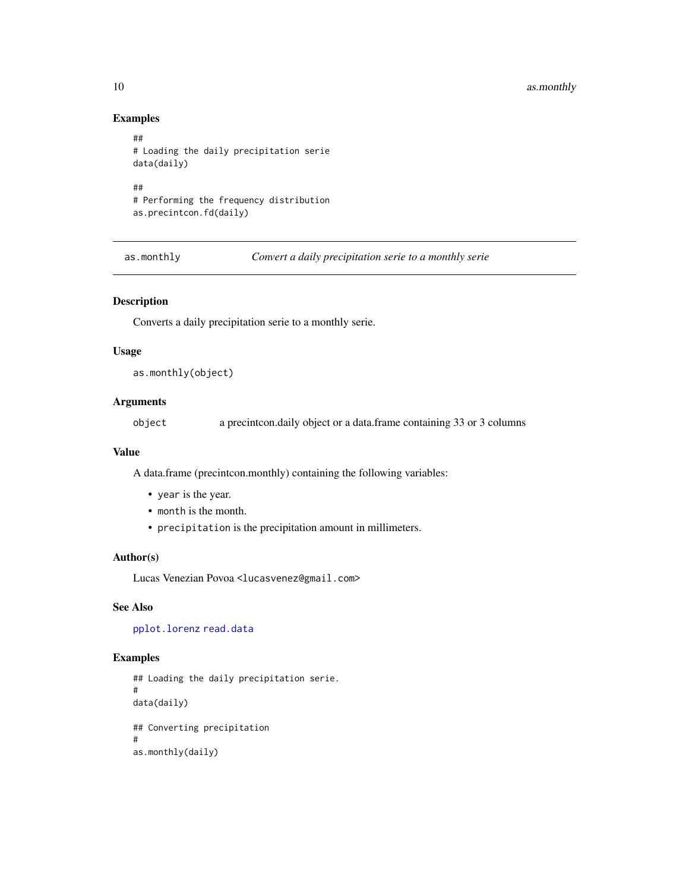### Examples

```
##
# Loading the daily precipitation serie
data(daily)

##
# Performing the frequency distribution
as.precintcon.fd(daily)
```

---

## as.monthly — *Convert a daily precipitation serie to a monthly serie*

---

### Description

Converts a daily precipitation serie to a monthly serie.

### Usage

```
as.monthly(object)
```

### Arguments

| | |
|---|---|
| object | a precintcon.daily object or a data.frame containing 33 or 3 columns |

### Value

A data.frame (precintcon.monthly) containing the following variables:

- `year` is the year.
- `month` is the month.
- `precipitation` is the precipitation amount in millimeters.

### Author(s)

Lucas Venezian Povoa <lucasvenez@gmail.com>

### See Also

`pplot.lorenz` `read.data`

### Examples

```
## Loading the daily precipitation serie.
#
data(daily)

## Converting precipitation
#
as.monthly(daily)
```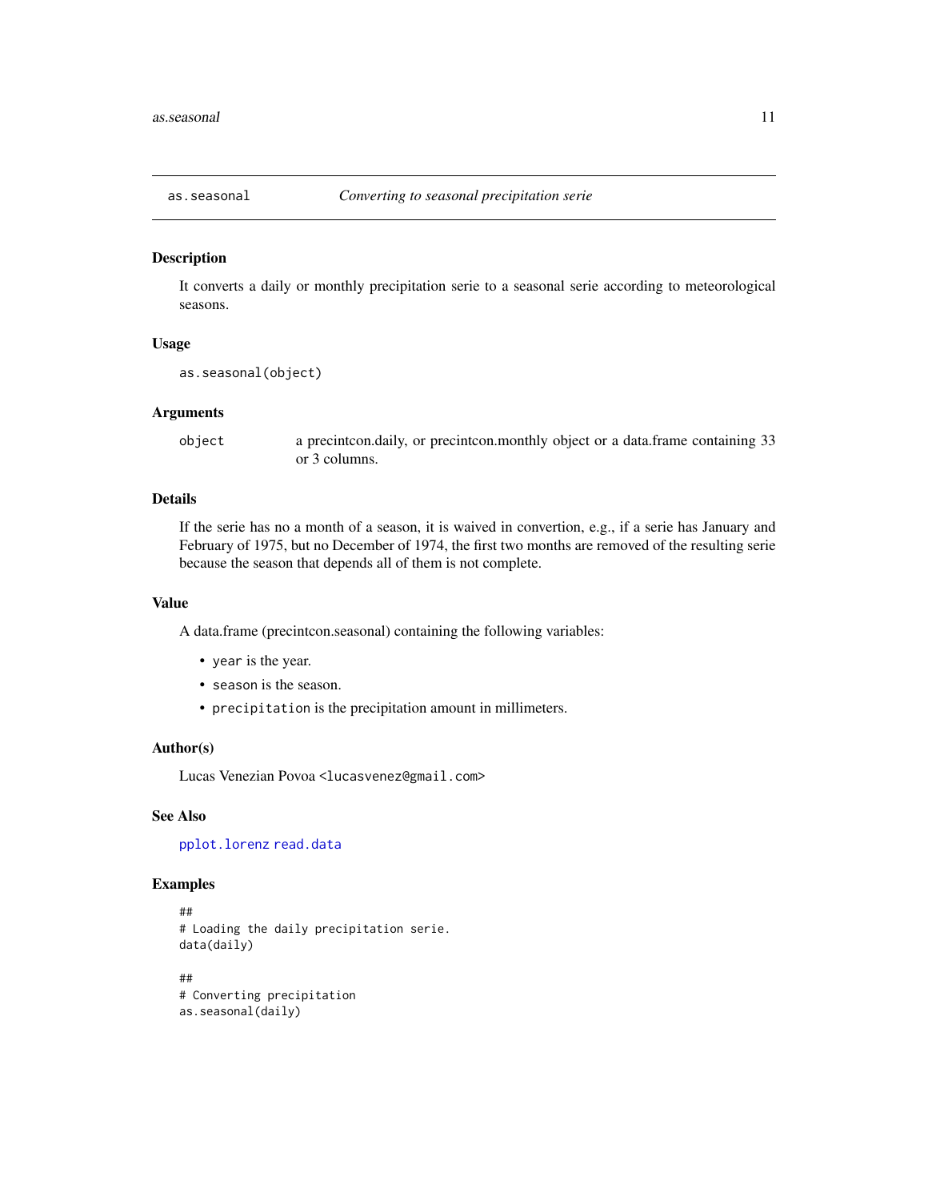# as.seasonal — *Converting to seasonal precipitation serie*

## Description

It converts a daily or monthly precipitation serie to a seasonal serie according to meteorological seasons.

## Usage

```
as.seasonal(object)
```

## Arguments

| | |
|---|---|
| `object` | a precintcon.daily, or precintcon.monthly object or a data.frame containing 33 or 3 columns. |

## Details

If the serie has no a month of a season, it is waived in convertion, e.g., if a serie has January and February of 1975, but no December of 1974, the first two months are removed of the resulting serie because the season that depends all of them is not complete.

## Value

A data.frame (precintcon.seasonal) containing the following variables:

- `year` is the year.
- `season` is the season.
- `precipitation` is the precipitation amount in millimeters.

## Author(s)

Lucas Venezian Povoa <lucasvenez@gmail.com>

## See Also

`pplot.lorenz` `read.data`

## Examples

```
##
# Loading the daily precipitation serie.
data(daily)

##
# Converting precipitation
as.seasonal(daily)
```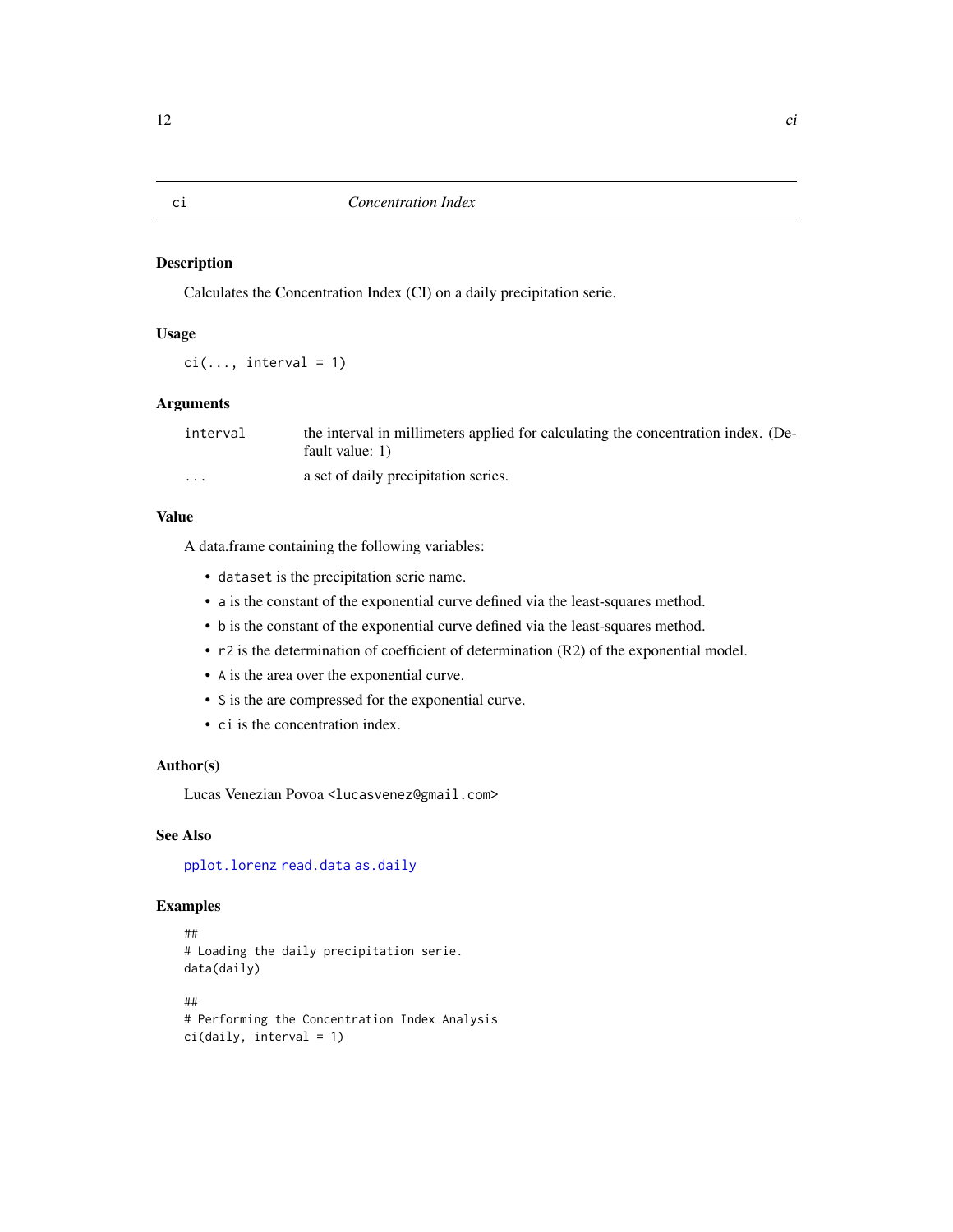# ci — *Concentration Index*

## Description

Calculates the Concentration Index (CI) on a daily precipitation serie.

## Usage

```
ci(..., interval = 1)
```

## Arguments

| | |
|---|---|
| interval | the interval in millimeters applied for calculating the concentration index. (Default value: 1) |
| ... | a set of daily precipitation series. |

## Value

A data.frame containing the following variables:

- `dataset` is the precipitation serie name.
- `a` is the constant of the exponential curve defined via the least-squares method.
- `b` is the constant of the exponential curve defined via the least-squares method.
- `r2` is the determination of coefficient of determination (R2) of the exponential model.
- `A` is the area over the exponential curve.
- `S` is the are compressed for the exponential curve.
- `ci` is the concentration index.

## Author(s)

Lucas Venezian Povoa <lucasvenez@gmail.com>

## See Also

pplot.lorenz read.data as.daily

## Examples

```
##
# Loading the daily precipitation serie.
data(daily)

##
# Performing the Concentration Index Analysis
ci(daily, interval = 1)
```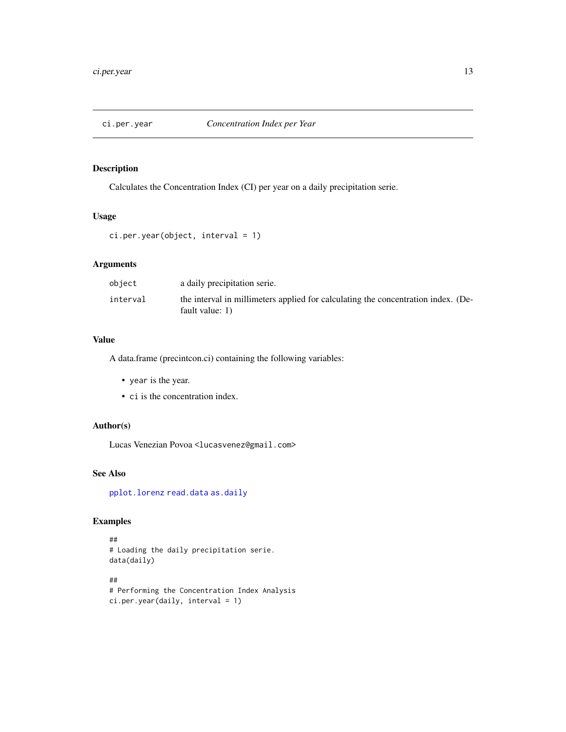## ci.per.year — *Concentration Index per Year*

### Description

Calculates the Concentration Index (CI) per year on a daily precipitation serie.

### Usage

```
ci.per.year(object, interval = 1)
```

### Arguments

| | |
|---|---|
| `object` | a daily precipitation serie. |
| `interval` | the interval in millimeters applied for calculating the concentration index. (Default value: 1) |

### Value

A data.frame (precintcon.ci) containing the following variables:

- `year` is the year.
- `ci` is the concentration index.

### Author(s)

Lucas Venezian Povoa <lucasvenez@gmail.com>

### See Also

`pplot.lorenz` `read.data` `as.daily`

### Examples

```
##
# Loading the daily precipitation serie.
data(daily)

##
# Performing the Concentration Index Analysis
ci.per.year(daily, interval = 1)
```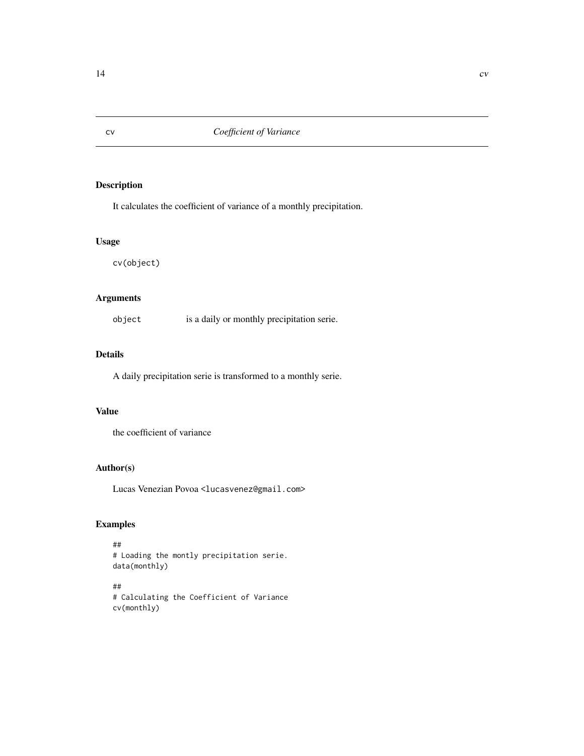# cv — *Coefficient of Variance*

## Description

It calculates the coefficient of variance of a monthly precipitation.

## Usage

```
cv(object)
```

## Arguments

| | |
|---|---|
| `object` | is a daily or monthly precipitation serie. |

## Details

A daily precipitation serie is transformed to a monthly serie.

## Value

the coefficient of variance

## Author(s)

Lucas Venezian Povoa <lucasvenez@gmail.com>

## Examples

```
##
# Loading the montly precipitation serie.
data(monthly)

##
# Calculating the Coefficient of Variance
cv(monthly)
```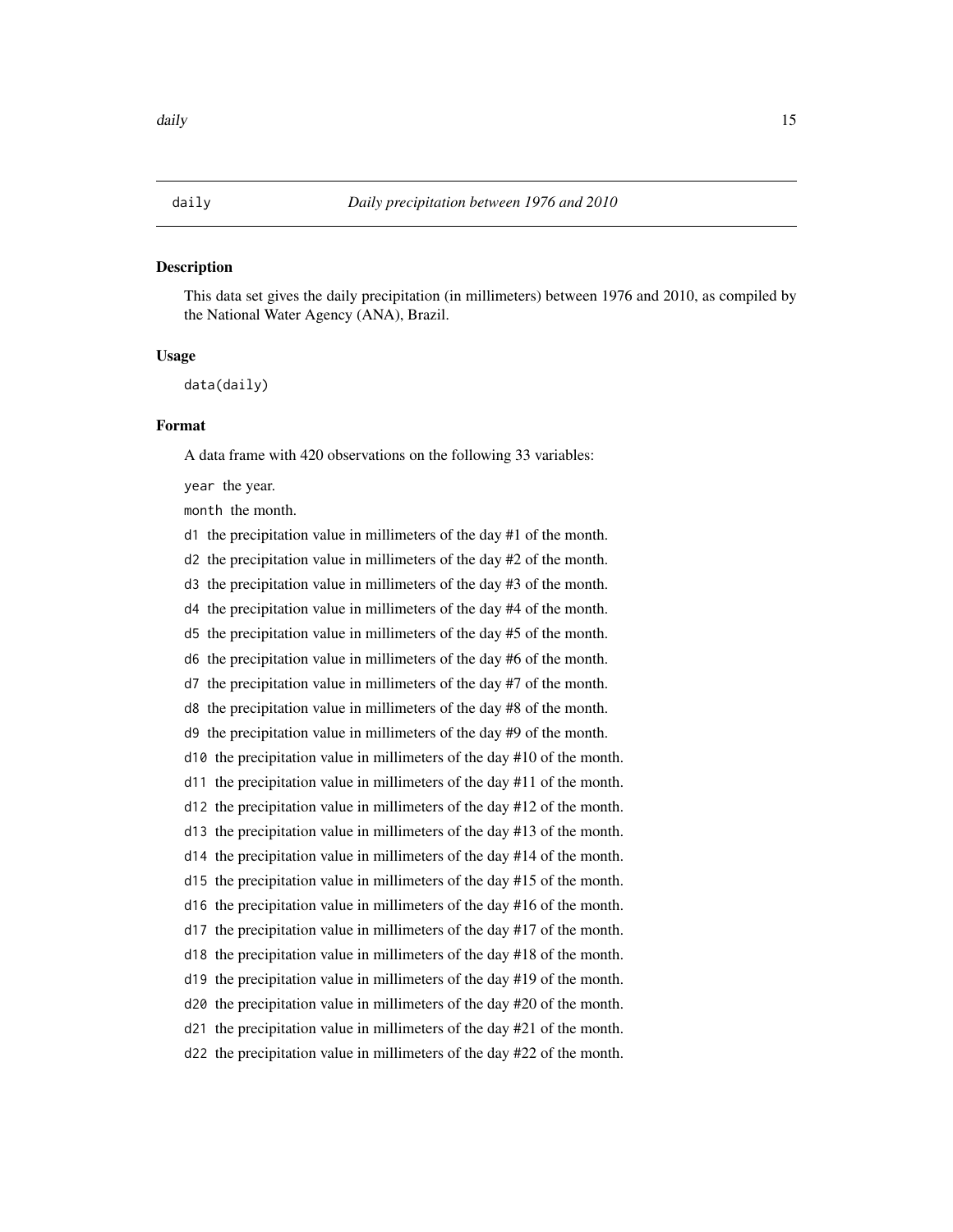daily *Daily precipitation between 1976 and 2010*

### Description

This data set gives the daily precipitation (in millimeters) between 1976 and 2010, as compiled by the National Water Agency (ANA), Brazil.

### Usage

```
data(daily)
```

### Format

A data frame with 420 observations on the following 33 variables:

`year` the year.

`month` the month.

`d1` the precipitation value in millimeters of the day #1 of the month.

`d2` the precipitation value in millimeters of the day #2 of the month.

`d3` the precipitation value in millimeters of the day #3 of the month.

`d4` the precipitation value in millimeters of the day #4 of the month.

`d5` the precipitation value in millimeters of the day #5 of the month.

`d6` the precipitation value in millimeters of the day #6 of the month.

`d7` the precipitation value in millimeters of the day #7 of the month.

`d8` the precipitation value in millimeters of the day #8 of the month.

`d9` the precipitation value in millimeters of the day #9 of the month.

`d10` the precipitation value in millimeters of the day #10 of the month.

`d11` the precipitation value in millimeters of the day #11 of the month.

`d12` the precipitation value in millimeters of the day #12 of the month.

`d13` the precipitation value in millimeters of the day #13 of the month.

`d14` the precipitation value in millimeters of the day #14 of the month.

`d15` the precipitation value in millimeters of the day #15 of the month.

`d16` the precipitation value in millimeters of the day #16 of the month.

`d17` the precipitation value in millimeters of the day #17 of the month.

`d18` the precipitation value in millimeters of the day #18 of the month.

`d19` the precipitation value in millimeters of the day #19 of the month.

`d20` the precipitation value in millimeters of the day #20 of the month.

`d21` the precipitation value in millimeters of the day #21 of the month.

`d22` the precipitation value in millimeters of the day #22 of the month.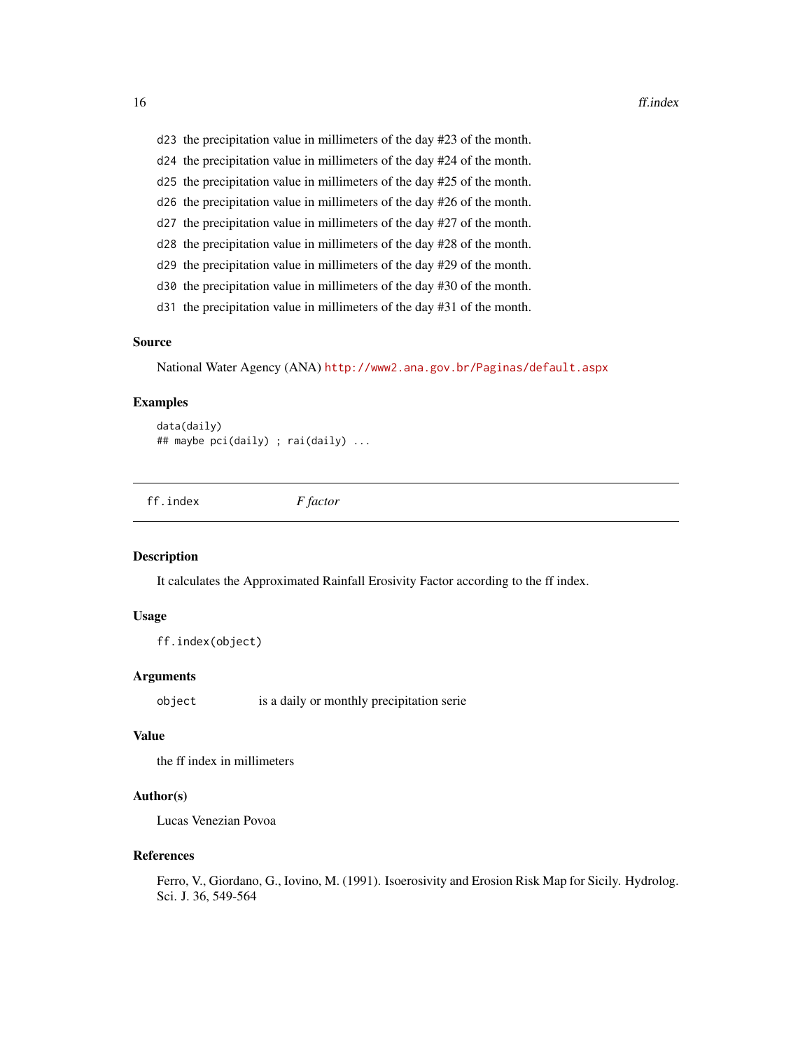d23 the precipitation value in millimeters of the day #23 of the month.

d24 the precipitation value in millimeters of the day #24 of the month.

d25 the precipitation value in millimeters of the day #25 of the month.

d26 the precipitation value in millimeters of the day #26 of the month.

d27 the precipitation value in millimeters of the day #27 of the month.

d28 the precipitation value in millimeters of the day #28 of the month.

d29 the precipitation value in millimeters of the day #29 of the month.

d30 the precipitation value in millimeters of the day #30 of the month.

d31 the precipitation value in millimeters of the day #31 of the month.

### Source

National Water Agency (ANA) http://www2.ana.gov.br/Paginas/default.aspx

### Examples

```
data(daily)
## maybe pci(daily) ; rai(daily) ...
```

---

## ff.index *F factor*

---

### Description

It calculates the Approximated Rainfall Erosivity Factor according to the ff index.

### Usage

```
ff.index(object)
```

### Arguments

| | |
|---|---|
| object | is a daily or monthly precipitation serie |

### Value

the ff index in millimeters

### Author(s)

Lucas Venezian Povoa

### References

Ferro, V., Giordano, G., Iovino, M. (1991). Isoerosivity and Erosion Risk Map for Sicily. Hydrolog. Sci. J. 36, 549-564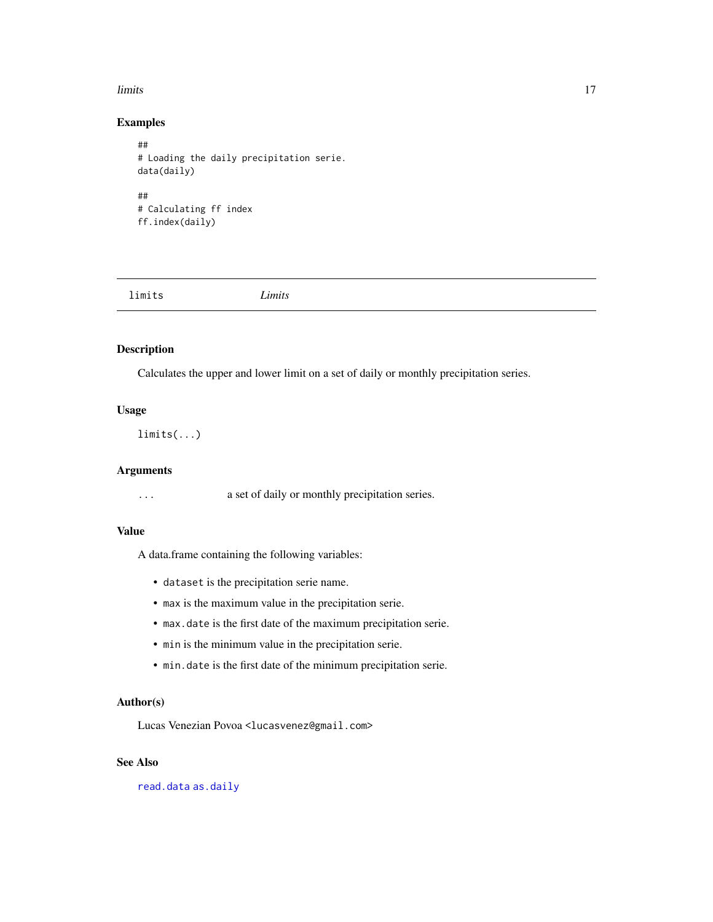### Examples

```
##
# Loading the daily precipitation serie.
data(daily)

##
# Calculating ff index
ff.index(daily)
```

---

## limits — *Limits*

---

### Description

Calculates the upper and lower limit on a set of daily or monthly precipitation series.

### Usage

```
limits(...)
```

### Arguments

| | |
|---|---|
| `...` | a set of daily or monthly precipitation series. |

### Value

A data.frame containing the following variables:

- `dataset` is the precipitation serie name.
- `max` is the maximum value in the precipitation serie.
- `max.date` is the first date of the maximum precipitation serie.
- `min` is the minimum value in the precipitation serie.
- `min.date` is the first date of the minimum precipitation serie.

### Author(s)

Lucas Venezian Povoa <lucasvenez@gmail.com>

### See Also

read.data as.daily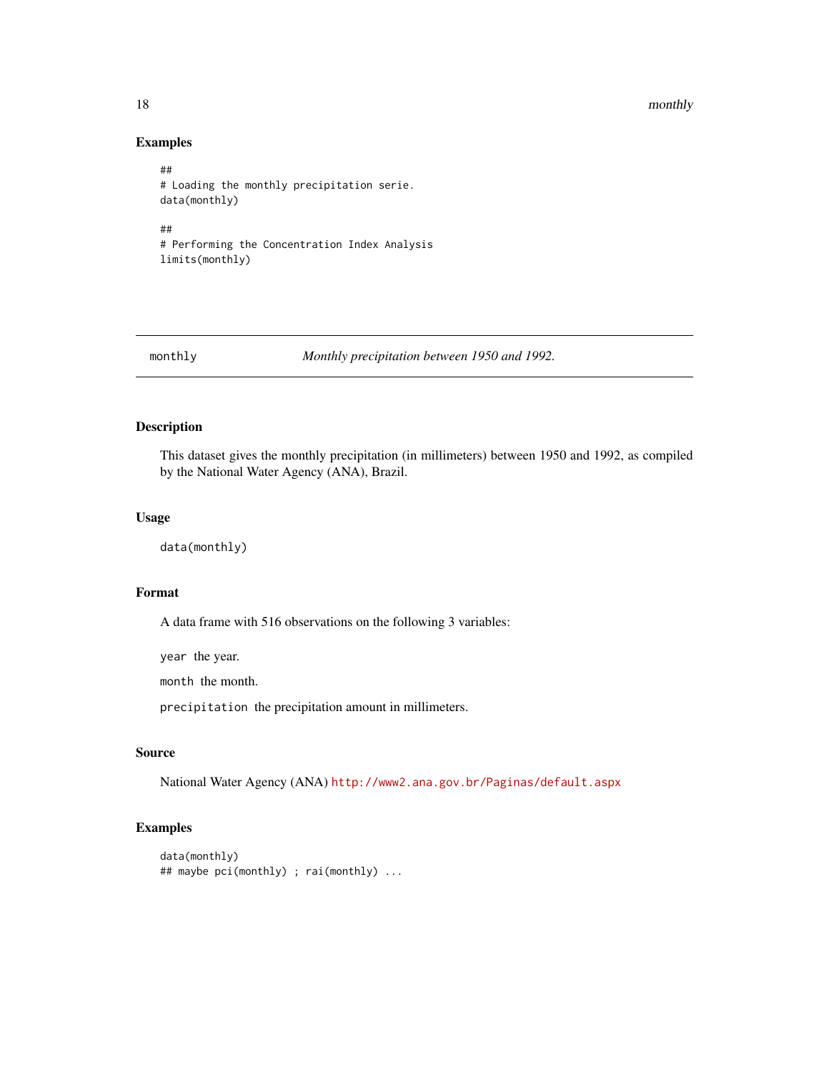## Examples

```
##
# Loading the monthly precipitation serie.
data(monthly)

##
# Performing the Concentration Index Analysis
limits(monthly)
```

---

# monthly — *Monthly precipitation between 1950 and 1992.*

## Description

This dataset gives the monthly precipitation (in millimeters) between 1950 and 1992, as compiled by the National Water Agency (ANA), Brazil.

## Usage

```
data(monthly)
```

## Format

A data frame with 516 observations on the following 3 variables:

`year` the year.

`month` the month.

`precipitation` the precipitation amount in millimeters.

## Source

National Water Agency (ANA) http://www2.ana.gov.br/Paginas/default.aspx

## Examples

```
data(monthly)
## maybe pci(monthly) ; rai(monthly) ...
```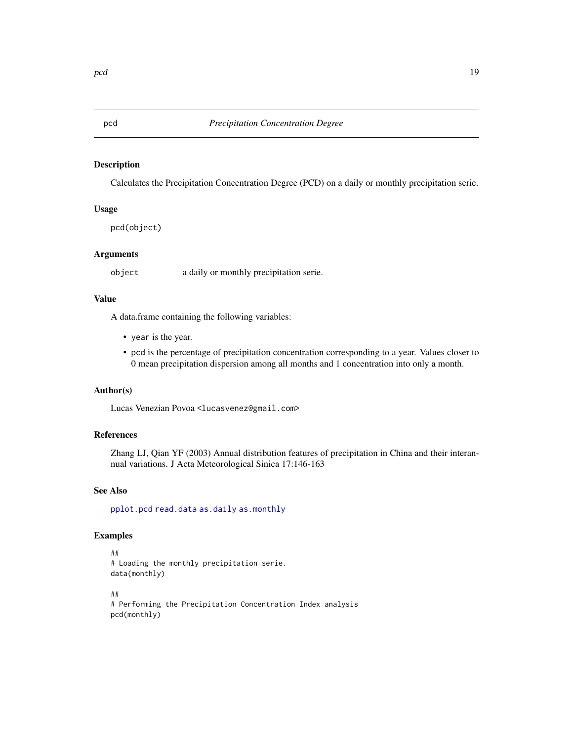# pcd — *Precipitation Concentration Degree*

## Description

Calculates the Precipitation Concentration Degree (PCD) on a daily or monthly precipitation serie.

## Usage

```
pcd(object)
```

## Arguments

| | |
|---|---|
| `object` | a daily or monthly precipitation serie. |

## Value

A data.frame containing the following variables:

- `year` is the year.
- `pcd` is the percentage of precipitation concentration corresponding to a year. Values closer to 0 mean precipitation dispersion among all months and 1 concentration into only a month.

## Author(s)

Lucas Venezian Povoa <lucasvenez@gmail.com>

## References

Zhang LJ, Qian YF (2003) Annual distribution features of precipitation in China and their interannual variations. J Acta Meteorological Sinica 17:146-163

## See Also

`pplot.pcd` `read.data` `as.daily` `as.monthly`

## Examples

```
##
# Loading the monthly precipitation serie.
data(monthly)

##
# Performing the Precipitation Concentration Index analysis
pcd(monthly)
```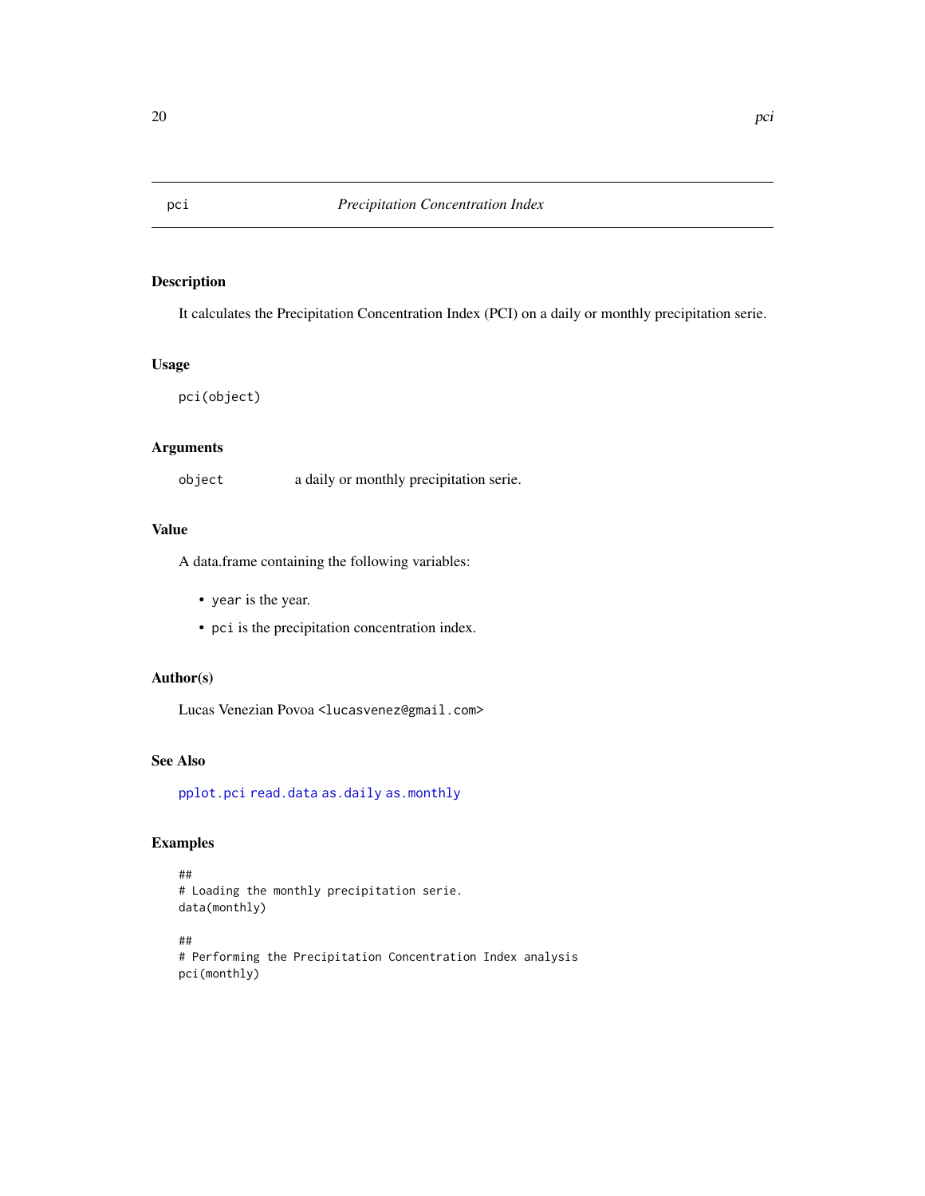# pci — *Precipitation Concentration Index*

## Description

It calculates the Precipitation Concentration Index (PCI) on a daily or monthly precipitation serie.

## Usage

```
pci(object)
```

## Arguments

| | |
|---|---|
| `object` | a daily or monthly precipitation serie. |

## Value

A data.frame containing the following variables:

- `year` is the year.
- `pci` is the precipitation concentration index.

## Author(s)

Lucas Venezian Povoa <lucasvenez@gmail.com>

## See Also

`pplot.pci` `read.data` `as.daily` `as.monthly`

## Examples

```
##
# Loading the monthly precipitation serie.
data(monthly)

##
# Performing the Precipitation Concentration Index analysis
pci(monthly)
```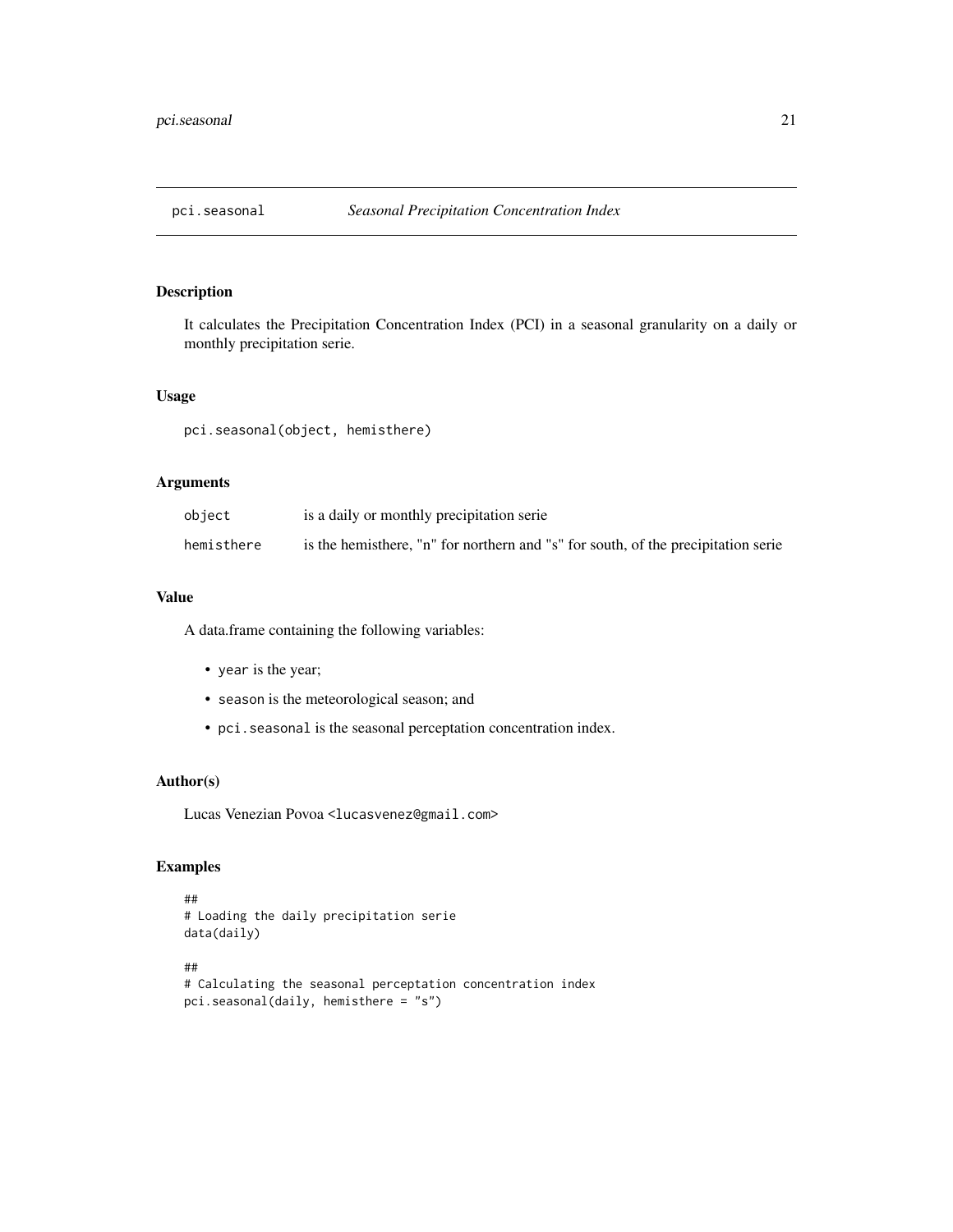# pci.seasonal *Seasonal Precipitation Concentration Index*

## Description

It calculates the Precipitation Concentration Index (PCI) in a seasonal granularity on a daily or monthly precipitation serie.

## Usage

```
pci.seasonal(object, hemisthere)
```

## Arguments

| | |
|---|---|
| object | is a daily or monthly precipitation serie |
| hemisthere | is the hemisthere, "n" for northern and "s" for south, of the precipitation serie |

## Value

A data.frame containing the following variables:

- `year` is the year;
- `season` is the meteorological season; and
- `pci.seasonal` is the seasonal perceptation concentration index.

## Author(s)

Lucas Venezian Povoa <lucasvenez@gmail.com>

## Examples

```
##
# Loading the daily precipitation serie
data(daily)

##
# Calculating the seasonal perceptation concentration index
pci.seasonal(daily, hemisthere = "s")
```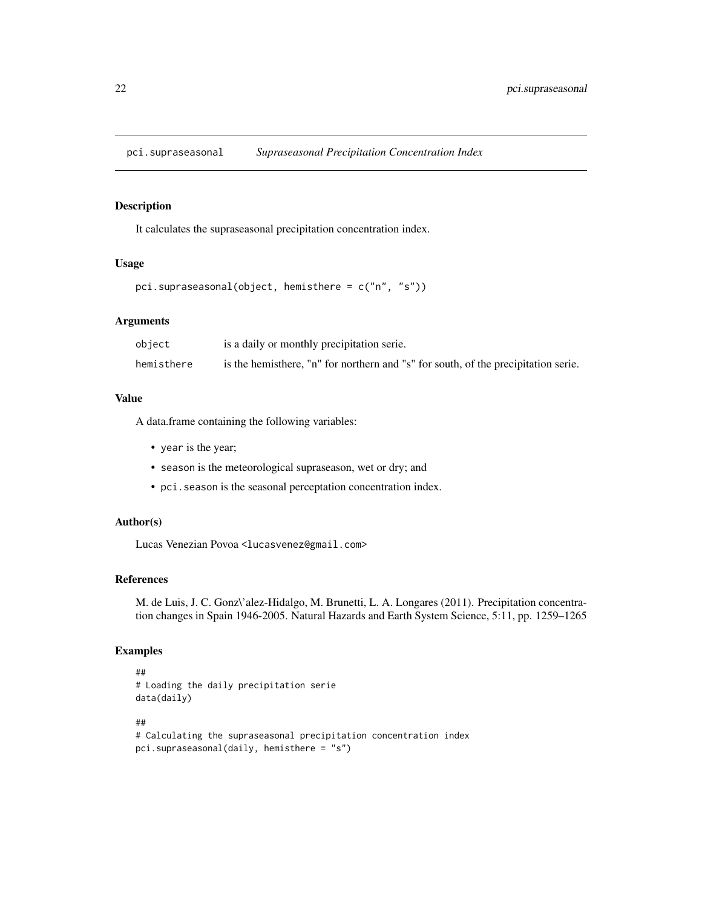# pci.supraseasonal *Supraseasonal Precipitation Concentration Index*

## Description

It calculates the supraseasonal precipitation concentration index.

## Usage

```
pci.supraseasonal(object, hemisthere = c("n", "s"))
```

## Arguments

| | |
|---|---|
| object | is a daily or monthly precipitation serie. |
| hemisthere | is the hemisthere, "n" for northern and "s" for south, of the precipitation serie. |

## Value

A data.frame containing the following variables:

- `year` is the year;
- `season` is the meteorological supraseason, wet or dry; and
- `pci.season` is the seasonal perceptation concentration index.

## Author(s)

Lucas Venezian Povoa <lucasvenez@gmail.com>

## References

M. de Luis, J. C. Gonz\'alez-Hidalgo, M. Brunetti, L. A. Longares (2011). Precipitation concentration changes in Spain 1946-2005. Natural Hazards and Earth System Science, 5:11, pp. 1259–1265

## Examples

```
##
# Loading the daily precipitation serie
data(daily)

##
# Calculating the supraseasonal precipitation concentration index
pci.supraseasonal(daily, hemisthere = "s")
```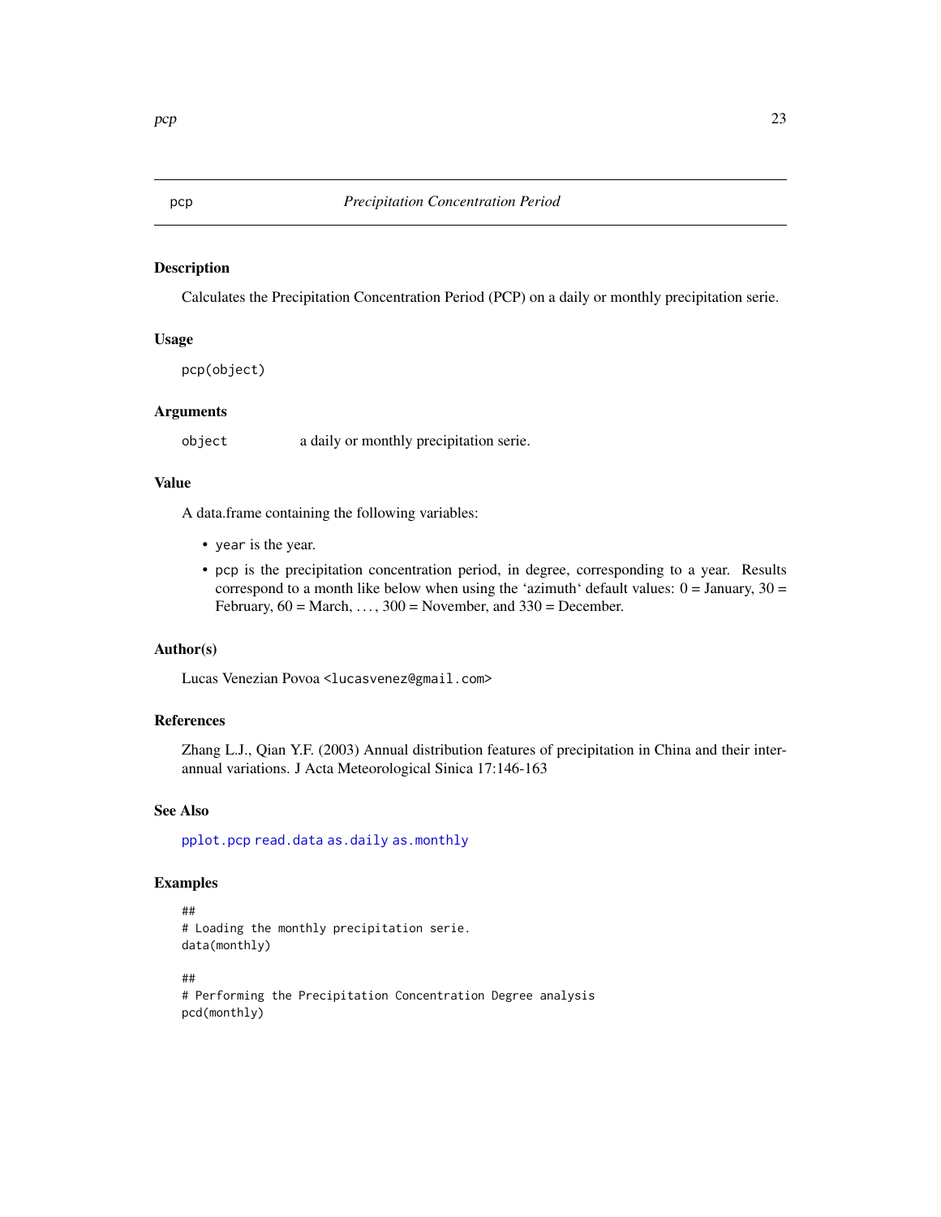# pcp — *Precipitation Concentration Period*

## Description

Calculates the Precipitation Concentration Period (PCP) on a daily or monthly precipitation serie.

## Usage

```
pcp(object)
```

## Arguments

| | |
|---|---|
| `object` | a daily or monthly precipitation serie. |

## Value

A data.frame containing the following variables:

- `year` is the year.
- `pcp` is the precipitation concentration period, in degree, corresponding to a year. Results correspond to a month like below when using the 'azimuth' default values: 0 = January, 30 = February, 60 = March, . . . , 300 = November, and 330 = December.

## Author(s)

Lucas Venezian Povoa <lucasvenez@gmail.com>

## References

Zhang L.J., Qian Y.F. (2003) Annual distribution features of precipitation in China and their interannual variations. J Acta Meteorological Sinica 17:146-163

## See Also

`pplot.pcp` `read.data` `as.daily` `as.monthly`

## Examples

```
##
# Loading the monthly precipitation serie.
data(monthly)

##
# Performing the Precipitation Concentration Degree analysis
pcd(monthly)
```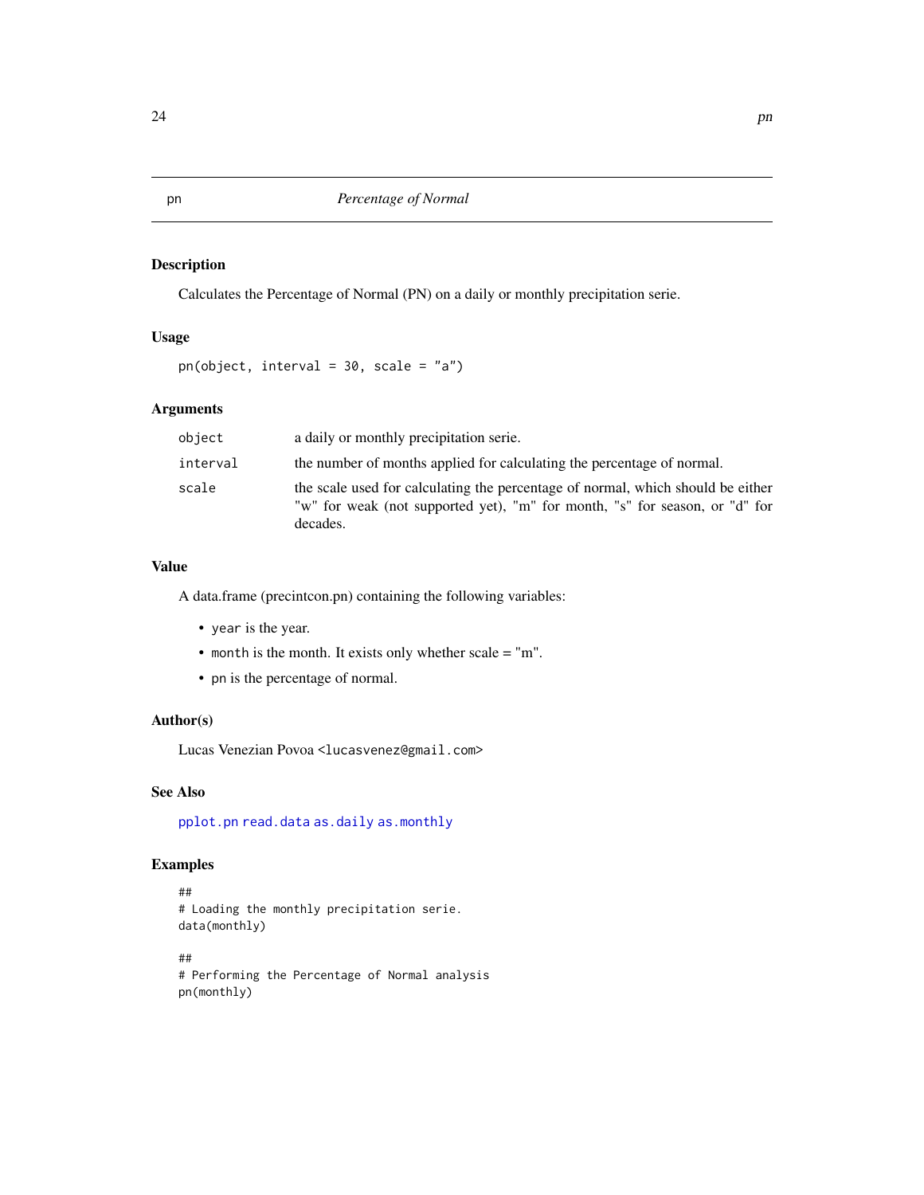# pn — *Percentage of Normal*

## Description

Calculates the Percentage of Normal (PN) on a daily or monthly precipitation serie.

## Usage

```
pn(object, interval = 30, scale = "a")
```

## Arguments

| | |
|---|---|
| `object` | a daily or monthly precipitation serie. |
| `interval` | the number of months applied for calculating the percentage of normal. |
| `scale` | the scale used for calculating the percentage of normal, which should be either "w" for weak (not supported yet), "m" for month, "s" for season, or "d" for decades. |

## Value

A data.frame (precintcon.pn) containing the following variables:

- `year` is the year.
- `month` is the month. It exists only whether scale = "m".
- `pn` is the percentage of normal.

## Author(s)

Lucas Venezian Povoa <lucasvenez@gmail.com>

## See Also

`pplot.pn` `read.data` `as.daily` `as.monthly`

## Examples

```
##
# Loading the monthly precipitation serie.
data(monthly)

##
# Performing the Percentage of Normal analysis
pn(monthly)
```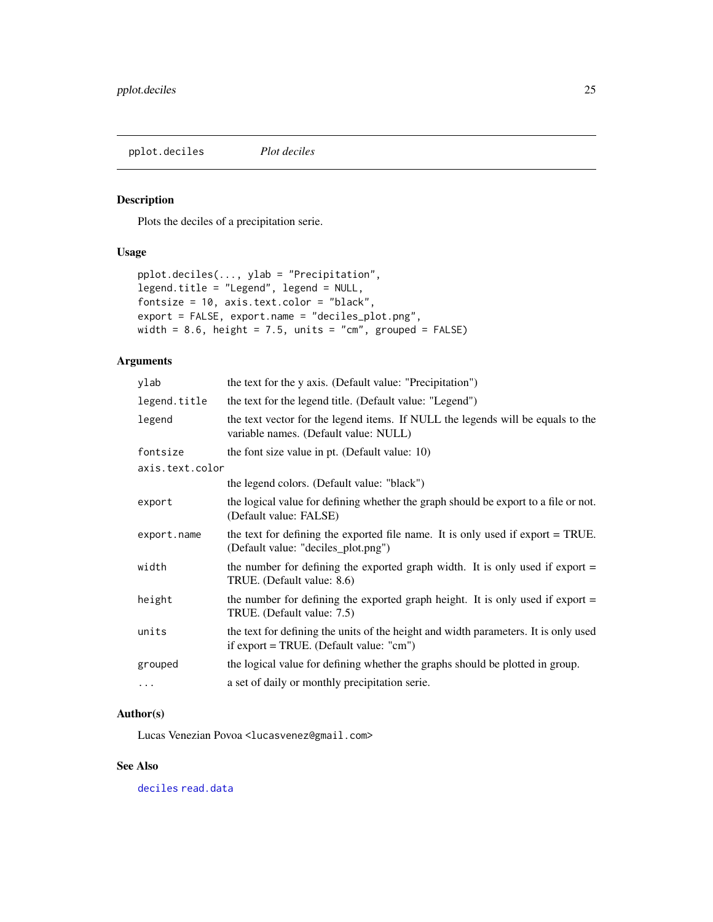## pplot.deciles *Plot deciles*

### Description

Plots the deciles of a precipitation serie.

### Usage

```
pplot.deciles(..., ylab = "Precipitation",
legend.title = "Legend", legend = NULL,
fontsize = 10, axis.text.color = "black",
export = FALSE, export.name = "deciles_plot.png",
width = 8.6, height = 7.5, units = "cm", grouped = FALSE)
```

### Arguments

| | |
|---|---|
| `ylab` | the text for the y axis. (Default value: "Precipitation") |
| `legend.title` | the text for the legend title. (Default value: "Legend") |
| `legend` | the text vector for the legend items. If NULL the legends will be equals to the variable names. (Default value: NULL) |
| `fontsize` | the font size value in pt. (Default value: 10) |
| `axis.text.color` | the legend colors. (Default value: "black") |
| `export` | the logical value for defining whether the graph should be export to a file or not. (Default value: FALSE) |
| `export.name` | the text for defining the exported file name. It is only used if export = TRUE. (Default value: "deciles_plot.png") |
| `width` | the number for defining the exported graph width. It is only used if export = TRUE. (Default value: 8.6) |
| `height` | the number for defining the exported graph height. It is only used if export = TRUE. (Default value: 7.5) |
| `units` | the text for defining the units of the height and width parameters. It is only used if export = TRUE. (Default value: "cm") |
| `grouped` | the logical value for defining whether the graphs should be plotted in group. |
| `...` | a set of daily or monthly precipitation serie. |

### Author(s)

Lucas Venezian Povoa <lucasvenez@gmail.com>

### See Also

`deciles` `read.data`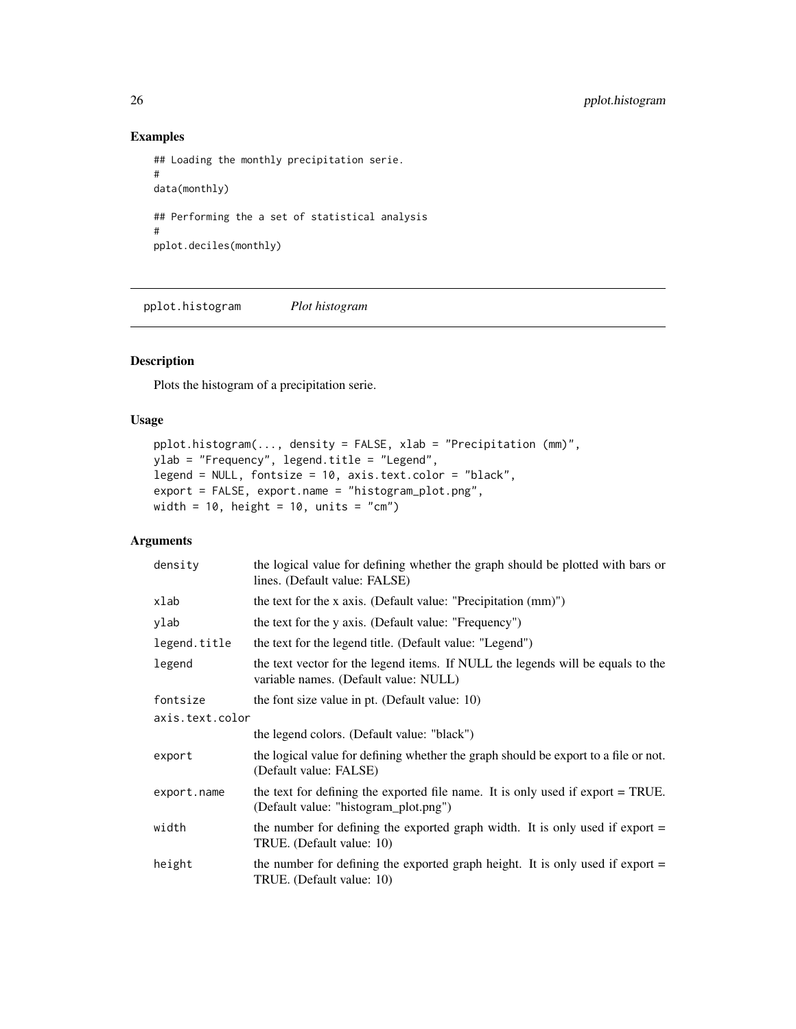## Examples

```
## Loading the monthly precipitation serie.
#
data(monthly)

## Performing the a set of statistical analysis
#
pplot.deciles(monthly)
```

---

# pplot.histogram *Plot histogram*

---

## Description

Plots the histogram of a precipitation serie.

## Usage

```
pplot.histogram(..., density = FALSE, xlab = "Precipitation (mm)",
ylab = "Frequency", legend.title = "Legend",
legend = NULL, fontsize = 10, axis.text.color = "black",
export = FALSE, export.name = "histogram_plot.png",
width = 10, height = 10, units = "cm")
```

## Arguments

| | |
|---|---|
| density | the logical value for defining whether the graph should be plotted with bars or lines. (Default value: FALSE) |
| xlab | the text for the x axis. (Default value: "Precipitation (mm)") |
| ylab | the text for the y axis. (Default value: "Frequency") |
| legend.title | the text for the legend title. (Default value: "Legend") |
| legend | the text vector for the legend items. If NULL the legends will be equals to the variable names. (Default value: NULL) |
| fontsize | the font size value in pt. (Default value: 10) |
| axis.text.color | the legend colors. (Default value: "black") |
| export | the logical value for defining whether the graph should be export to a file or not. (Default value: FALSE) |
| export.name | the text for defining the exported file name. It is only used if export = TRUE. (Default value: "histogram_plot.png") |
| width | the number for defining the exported graph width. It is only used if export = TRUE. (Default value: 10) |
| height | the number for defining the exported graph height. It is only used if export = TRUE. (Default value: 10) |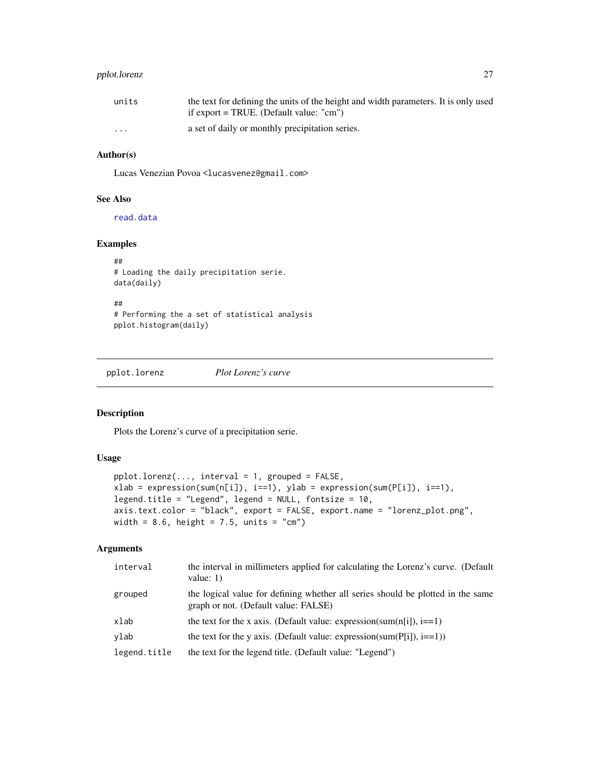| | |
|---|---|
| units | the text for defining the units of the height and width parameters. It is only used if export = TRUE. (Default value: "cm") |
| ... | a set of daily or monthly precipitation series. |

### Author(s)

Lucas Venezian Povoa <lucasvenez@gmail.com>

### See Also

read.data

### Examples

```
##
# Loading the daily precipitation serie.
data(daily)

##
# Performing the a set of statistical analysis
pplot.histogram(daily)
```

---

## pplot.lorenz *Plot Lorenz's curve*

### Description

Plots the Lorenz's curve of a precipitation serie.

### Usage

```
pplot.lorenz(..., interval = 1, grouped = FALSE,
xlab = expression(sum(n[i]), i==1), ylab = expression(sum(P[i]), i==1),
legend.title = "Legend", legend = NULL, fontsize = 10,
axis.text.color = "black", export = FALSE, export.name = "lorenz_plot.png",
width = 8.6, height = 7.5, units = "cm")
```

### Arguments

| | |
|---|---|
| interval | the interval in millimeters applied for calculating the Lorenz's curve. (Default value: 1) |
| grouped | the logical value for defining whether all series should be plotted in the same graph or not. (Default value: FALSE) |
| xlab | the text for the x axis. (Default value: expression(sum(n[i]), i==1) |
| ylab | the text for the y axis. (Default value: expression(sum(P[i]), i==1)) |
| legend.title | the text for the legend title. (Default value: "Legend") |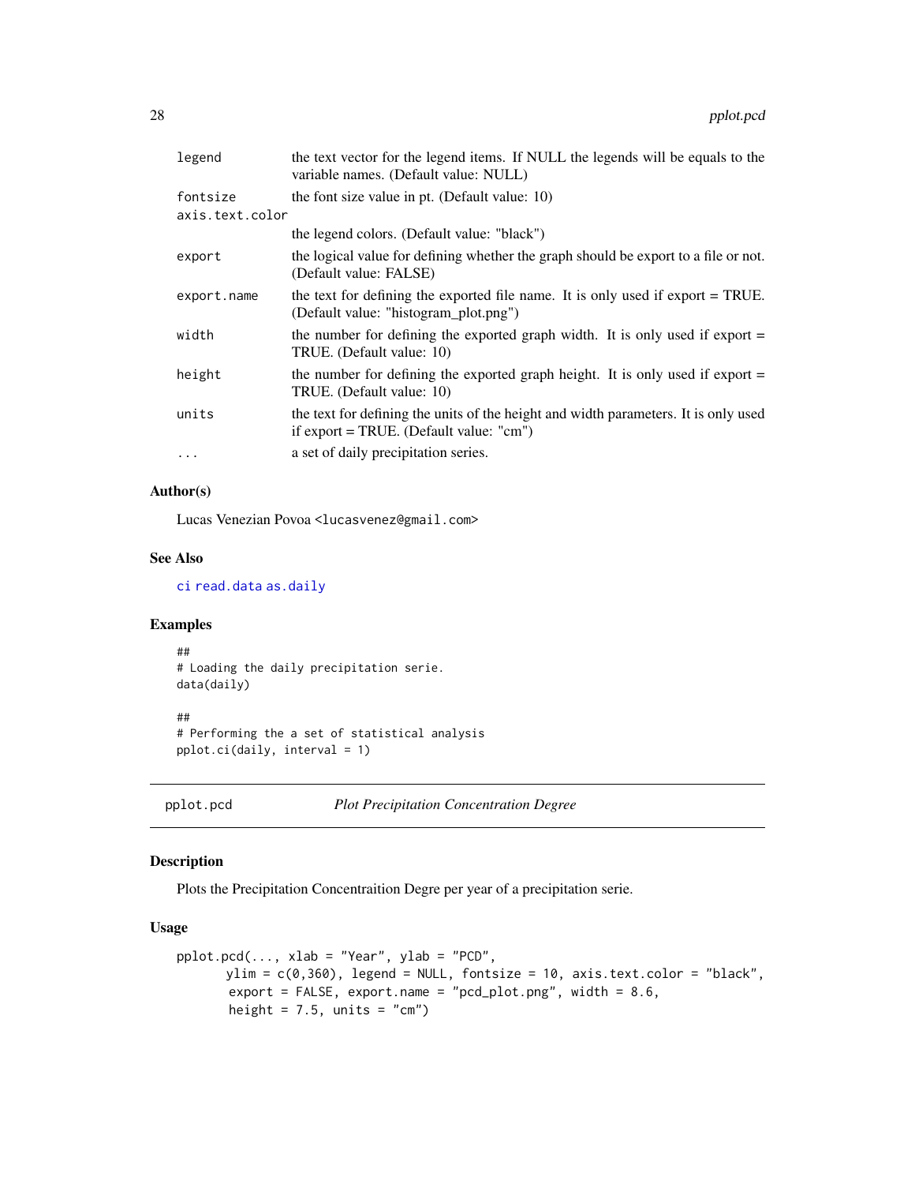| | |
|---|---|
| `legend` | the text vector for the legend items. If NULL the legends will be equals to the variable names. (Default value: NULL) |
| `fontsize` | the font size value in pt. (Default value: 10) |
| `axis.text.color` | the legend colors. (Default value: "black") |
| `export` | the logical value for defining whether the graph should be export to a file or not. (Default value: FALSE) |
| `export.name` | the text for defining the exported file name. It is only used if export = TRUE. (Default value: "histogram_plot.png") |
| `width` | the number for defining the exported graph width. It is only used if export = TRUE. (Default value: 10) |
| `height` | the number for defining the exported graph height. It is only used if export = TRUE. (Default value: 10) |
| `units` | the text for defining the units of the height and width parameters. It is only used if export = TRUE. (Default value: "cm") |
| `...` | a set of daily precipitation series. |

### Author(s)

Lucas Venezian Povoa <lucasvenez@gmail.com>

### See Also

ci read.data as.daily

### Examples

```
##
# Loading the daily precipitation serie.
data(daily)

##
# Performing the a set of statistical analysis
pplot.ci(daily, interval = 1)
```

---

## pplot.pcd — *Plot Precipitation Concentration Degree*

### Description

Plots the Precipitation Concentraition Degre per year of a precipitation serie.

### Usage

```
pplot.pcd(..., xlab = "Year", ylab = "PCD",
      ylim = c(0,360), legend = NULL, fontsize = 10, axis.text.color = "black",
       export = FALSE, export.name = "pcd_plot.png", width = 8.6,
       height = 7.5, units = "cm")
```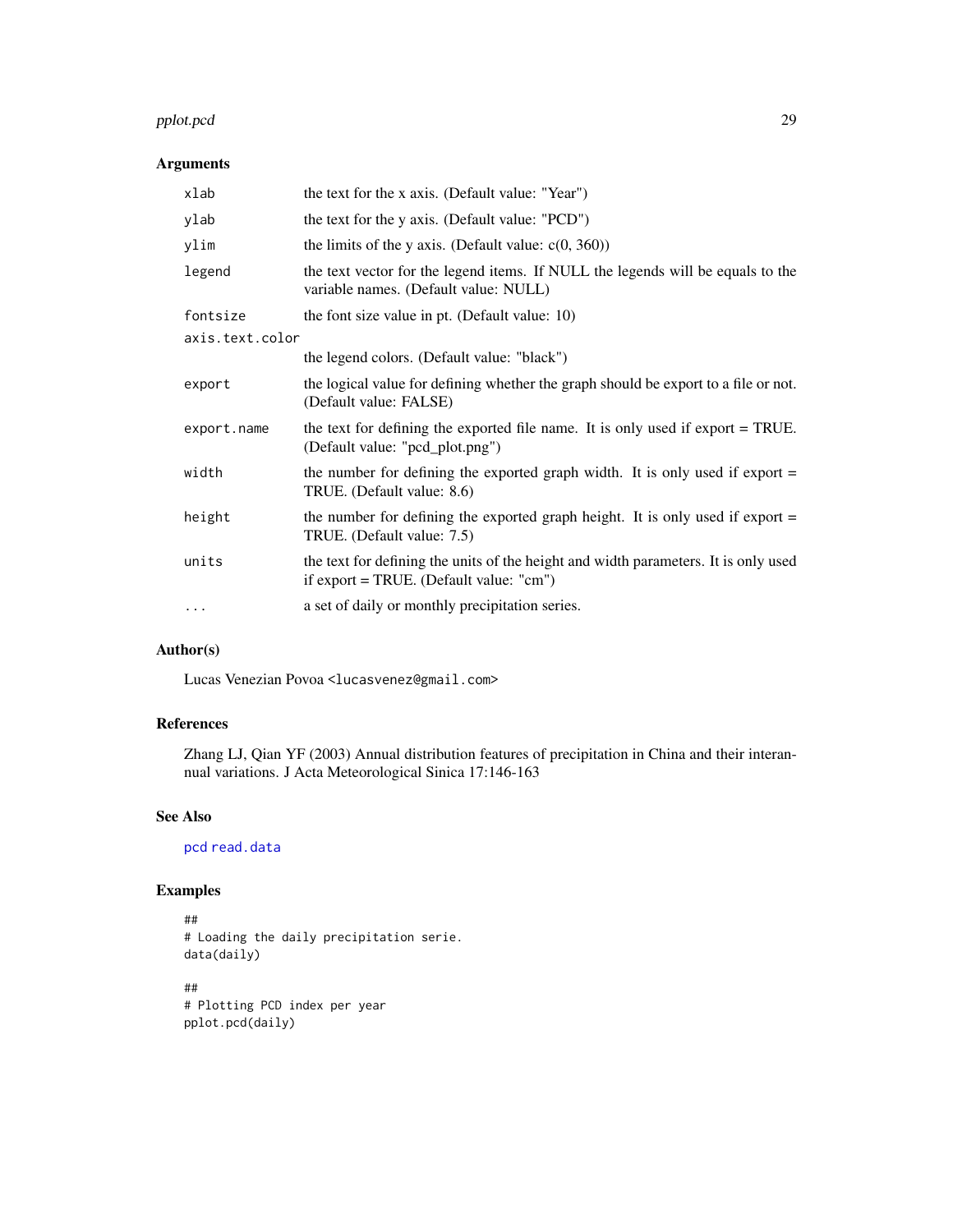## Arguments

| Argument | Description |
| --- | --- |
| `xlab` | the text for the x axis. (Default value: "Year") |
| `ylab` | the text for the y axis. (Default value: "PCD") |
| `ylim` | the limits of the y axis. (Default value: c(0, 360)) |
| `legend` | the text vector for the legend items. If NULL the legends will be equals to the variable names. (Default value: NULL) |
| `fontsize` | the font size value in pt. (Default value: 10) |
| `axis.text.color` | the legend colors. (Default value: "black") |
| `export` | the logical value for defining whether the graph should be export to a file or not. (Default value: FALSE) |
| `export.name` | the text for defining the exported file name. It is only used if export = TRUE. (Default value: "pcd_plot.png") |
| `width` | the number for defining the exported graph width. It is only used if export = TRUE. (Default value: 8.6) |
| `height` | the number for defining the exported graph height. It is only used if export = TRUE. (Default value: 7.5) |
| `units` | the text for defining the units of the height and width parameters. It is only used if export = TRUE. (Default value: "cm") |
| `...` | a set of daily or monthly precipitation series. |

## Author(s)

Lucas Venezian Povoa <lucasvenez@gmail.com>

## References

Zhang LJ, Qian YF (2003) Annual distribution features of precipitation in China and their interannual variations. J Acta Meteorological Sinica 17:146-163

## See Also

pcd read.data

## Examples

```
##
# Loading the daily precipitation serie.
data(daily)

##
# Plotting PCD index per year
pplot.pcd(daily)
```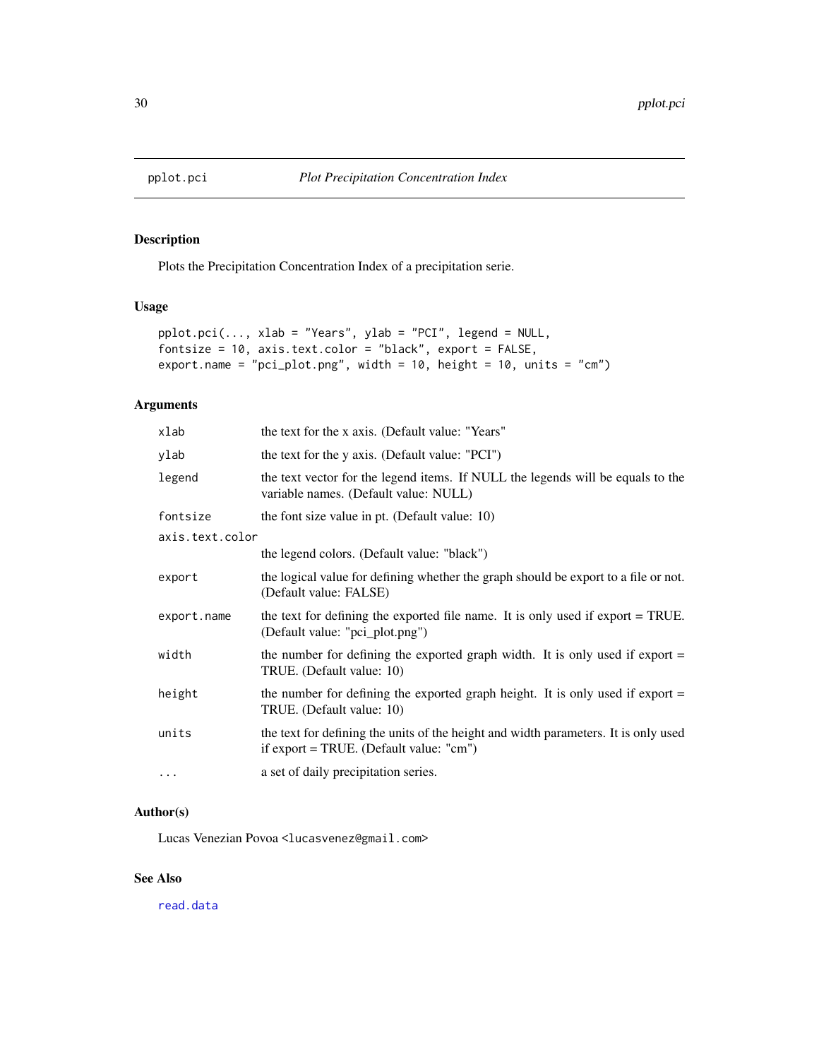# pplot.pci — *Plot Precipitation Concentration Index*

## Description

Plots the Precipitation Concentration Index of a precipitation serie.

## Usage

```
pplot.pci(..., xlab = "Years", ylab = "PCI", legend = NULL,
fontsize = 10, axis.text.color = "black", export = FALSE,
export.name = "pci_plot.png", width = 10, height = 10, units = "cm")
```

## Arguments

| Argument | Description |
|---|---|
| `xlab` | the text for the x axis. (Default value: "Years") |
| `ylab` | the text for the y axis. (Default value: "PCI") |
| `legend` | the text vector for the legend items. If NULL the legends will be equals to the variable names. (Default value: NULL) |
| `fontsize` | the font size value in pt. (Default value: 10) |
| `axis.text.color` | the legend colors. (Default value: "black") |
| `export` | the logical value for defining whether the graph should be export to a file or not. (Default value: FALSE) |
| `export.name` | the text for defining the exported file name. It is only used if export = TRUE. (Default value: "pci_plot.png") |
| `width` | the number for defining the exported graph width. It is only used if export = TRUE. (Default value: 10) |
| `height` | the number for defining the exported graph height. It is only used if export = TRUE. (Default value: 10) |
| `units` | the text for defining the units of the height and width parameters. It is only used if export = TRUE. (Default value: "cm") |
| `...` | a set of daily precipitation series. |

## Author(s)

Lucas Venezian Povoa <lucasvenez@gmail.com>

## See Also

`read.data`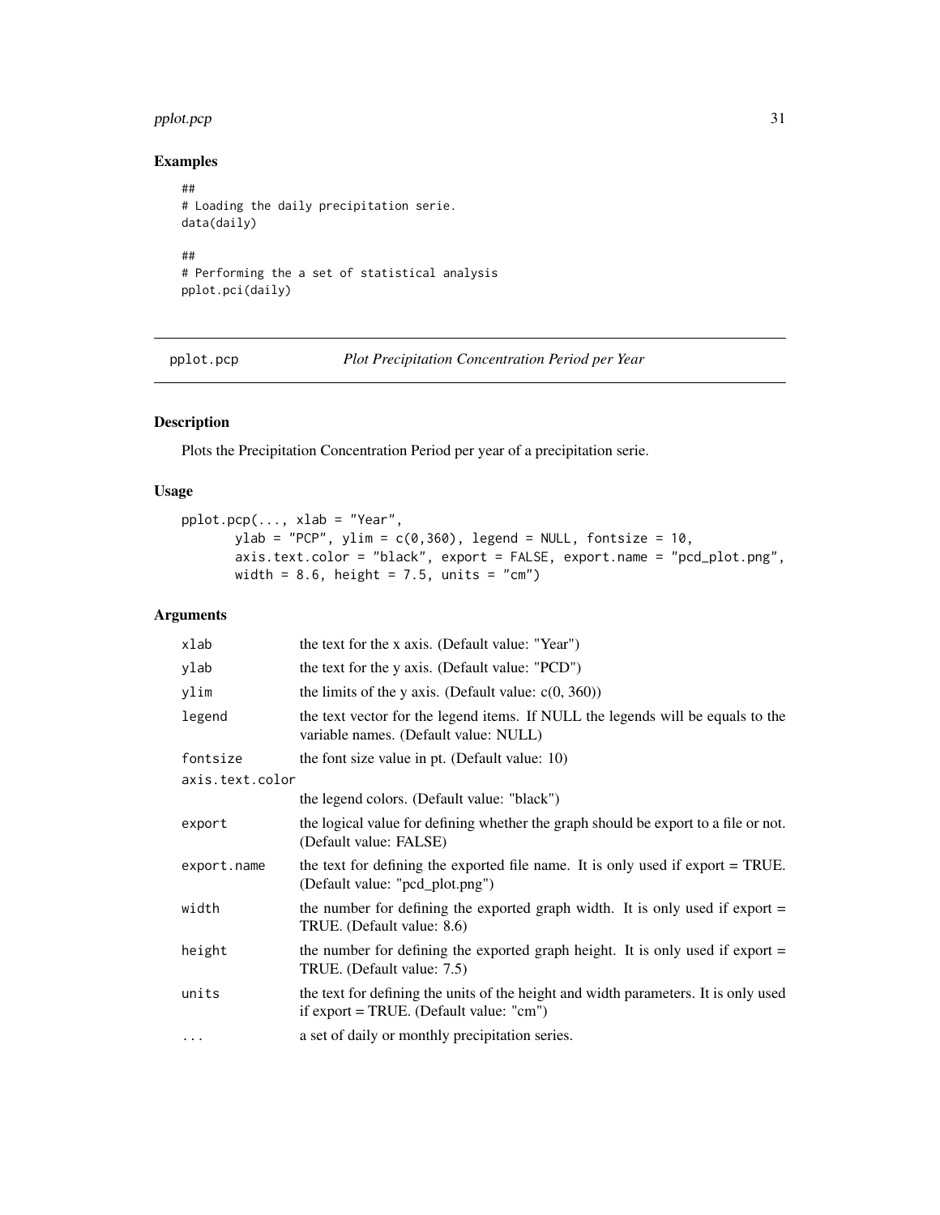## Examples

```
##
# Loading the daily precipitation serie.
data(daily)

##
# Performing the a set of statistical analysis
pplot.pci(daily)
```

---

pplot.pcp *Plot Precipitation Concentration Period per Year*

---

## Description

Plots the Precipitation Concentration Period per year of a precipitation serie.

## Usage

```
pplot.pcp(..., xlab = "Year",
       ylab = "PCP", ylim = c(0,360), legend = NULL, fontsize = 10,
       axis.text.color = "black", export = FALSE, export.name = "pcd_plot.png",
       width = 8.6, height = 7.5, units = "cm")
```

## Arguments

| | |
|---|---|
| xlab | the text for the x axis. (Default value: "Year") |
| ylab | the text for the y axis. (Default value: "PCD") |
| ylim | the limits of the y axis. (Default value: c(0, 360)) |
| legend | the text vector for the legend items. If NULL the legends will be equals to the variable names. (Default value: NULL) |
| fontsize | the font size value in pt. (Default value: 10) |
| axis.text.color | the legend colors. (Default value: "black") |
| export | the logical value for defining whether the graph should be export to a file or not. (Default value: FALSE) |
| export.name | the text for defining the exported file name. It is only used if export = TRUE. (Default value: "pcd_plot.png") |
| width | the number for defining the exported graph width. It is only used if export = TRUE. (Default value: 8.6) |
| height | the number for defining the exported graph height. It is only used if export = TRUE. (Default value: 7.5) |
| units | the text for defining the units of the height and width parameters. It is only used if export = TRUE. (Default value: "cm") |
| ... | a set of daily or monthly precipitation series. |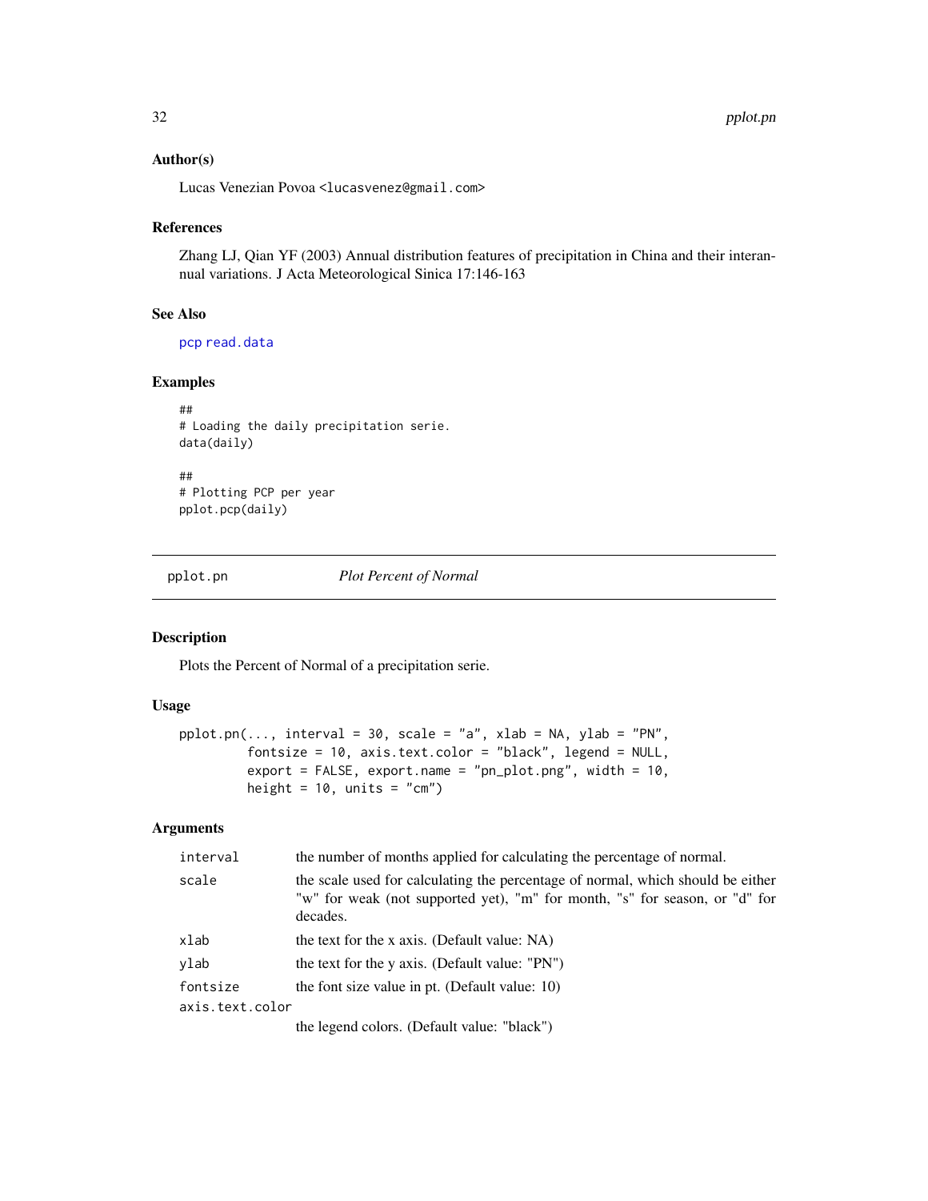### Author(s)

Lucas Venezian Povoa <lucasvenez@gmail.com>

### References

Zhang LJ, Qian YF (2003) Annual distribution features of precipitation in China and their interannual variations. J Acta Meteorological Sinica 17:146-163

### See Also

pcp read.data

### Examples

```
##
# Loading the daily precipitation serie.
data(daily)

##
# Plotting PCP per year
pplot.pcp(daily)
```

---

## pplot.pn — *Plot Percent of Normal*

---

### Description

Plots the Percent of Normal of a precipitation serie.

### Usage

```
pplot.pn(..., interval = 30, scale = "a", xlab = NA, ylab = "PN",
         fontsize = 10, axis.text.color = "black", legend = NULL,
         export = FALSE, export.name = "pn_plot.png", width = 10,
         height = 10, units = "cm")
```

### Arguments

| | |
|---|---|
| interval | the number of months applied for calculating the percentage of normal. |
| scale | the scale used for calculating the percentage of normal, which should be either "w" for weak (not supported yet), "m" for month, "s" for season, or "d" for decades. |
| xlab | the text for the x axis. (Default value: NA) |
| ylab | the text for the y axis. (Default value: "PN") |
| fontsize | the font size value in pt. (Default value: 10) |
| axis.text.color | the legend colors. (Default value: "black") |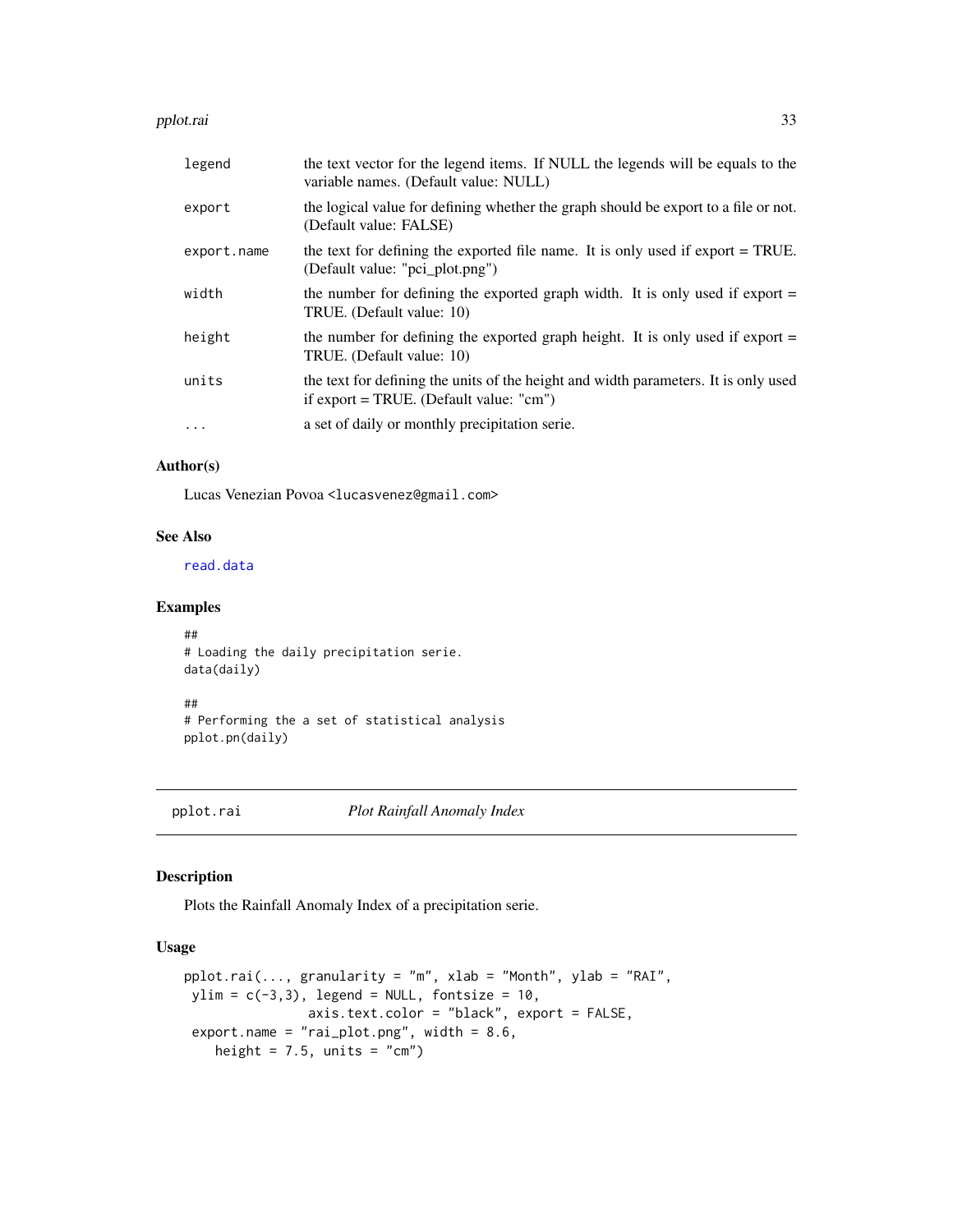| | |
|---|---|
| legend | the text vector for the legend items. If NULL the legends will be equals to the variable names. (Default value: NULL) |
| export | the logical value for defining whether the graph should be export to a file or not. (Default value: FALSE) |
| export.name | the text for defining the exported file name. It is only used if export = TRUE. (Default value: "pci_plot.png") |
| width | the number for defining the exported graph width. It is only used if export = TRUE. (Default value: 10) |
| height | the number for defining the exported graph height. It is only used if export = TRUE. (Default value: 10) |
| units | the text for defining the units of the height and width parameters. It is only used if export = TRUE. (Default value: "cm") |
| ... | a set of daily or monthly precipitation serie. |

### Author(s)

Lucas Venezian Povoa <lucasvenez@gmail.com>

### See Also

read.data

### Examples

```
##
# Loading the daily precipitation serie.
data(daily)

##
# Performing the a set of statistical analysis
pplot.pn(daily)
```

---

## pplot.rai *Plot Rainfall Anomaly Index*

### Description

Plots the Rainfall Anomaly Index of a precipitation serie.

### Usage

```
pplot.rai(..., granularity = "m", xlab = "Month", ylab = "RAI",
 ylim = c(-3,3), legend = NULL, fontsize = 10,
                axis.text.color = "black", export = FALSE,
 export.name = "rai_plot.png", width = 8.6,
    height = 7.5, units = "cm")
```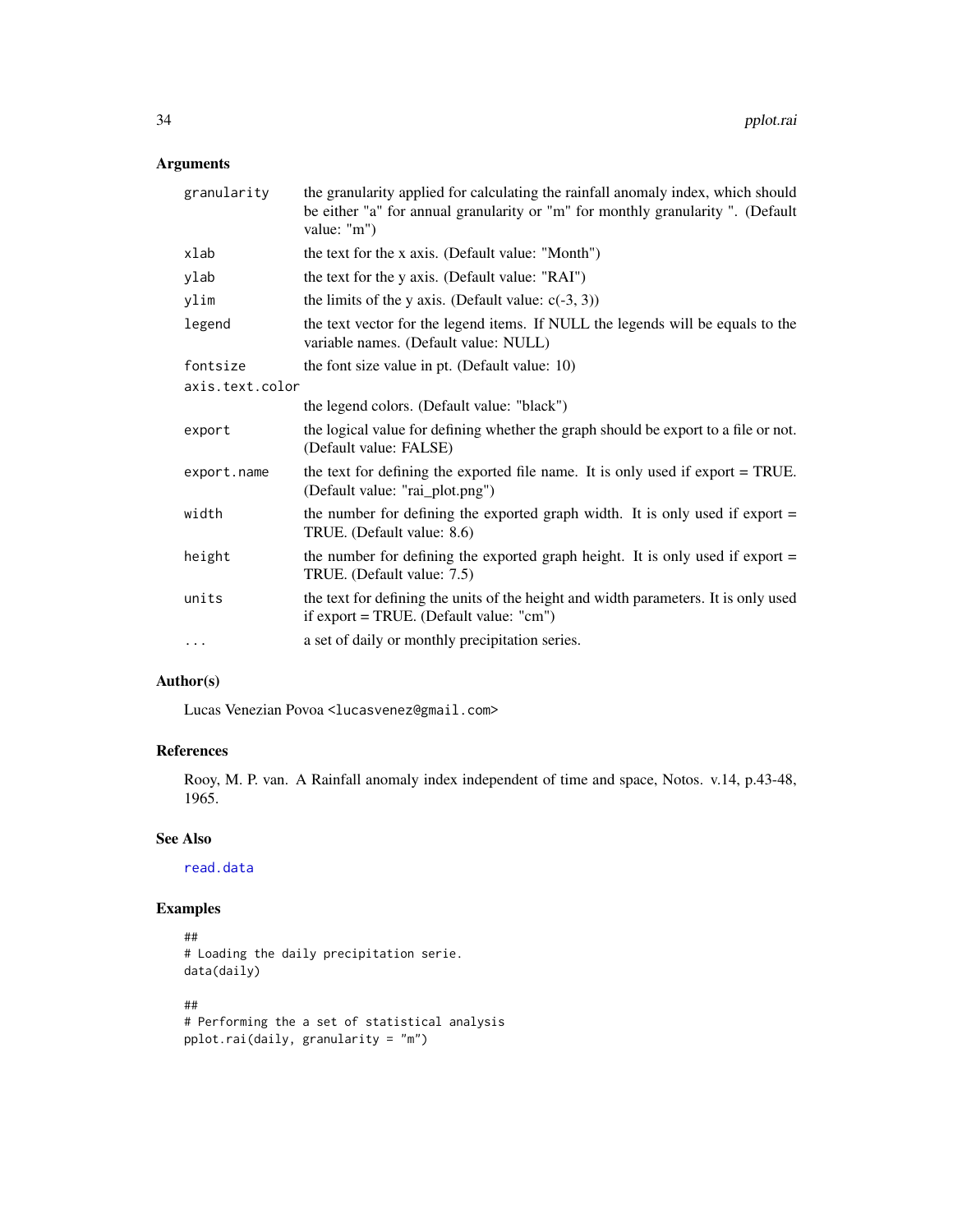## Arguments

| | |
|---|---|
| `granularity` | the granularity applied for calculating the rainfall anomaly index, which should be either "a" for annual granularity or "m" for monthly granularity ". (Default value: "m") |
| `xlab` | the text for the x axis. (Default value: "Month") |
| `ylab` | the text for the y axis. (Default value: "RAI") |
| `ylim` | the limits of the y axis. (Default value: c(-3, 3)) |
| `legend` | the text vector for the legend items. If NULL the legends will be equals to the variable names. (Default value: NULL) |
| `fontsize` | the font size value in pt. (Default value: 10) |
| `axis.text.color` | the legend colors. (Default value: "black") |
| `export` | the logical value for defining whether the graph should be export to a file or not. (Default value: FALSE) |
| `export.name` | the text for defining the exported file name. It is only used if export = TRUE. (Default value: "rai_plot.png") |
| `width` | the number for defining the exported graph width. It is only used if export = TRUE. (Default value: 8.6) |
| `height` | the number for defining the exported graph height. It is only used if export = TRUE. (Default value: 7.5) |
| `units` | the text for defining the units of the height and width parameters. It is only used if export = TRUE. (Default value: "cm") |
| `...` | a set of daily or monthly precipitation series. |

## Author(s)

Lucas Venezian Povoa <lucasvenez@gmail.com>

## References

Rooy, M. P. van. A Rainfall anomaly index independent of time and space, Notos. v.14, p.43-48, 1965.

## See Also

`read.data`

## Examples

```
##
# Loading the daily precipitation serie.
data(daily)

##
# Performing the a set of statistical analysis
pplot.rai(daily, granularity = "m")
```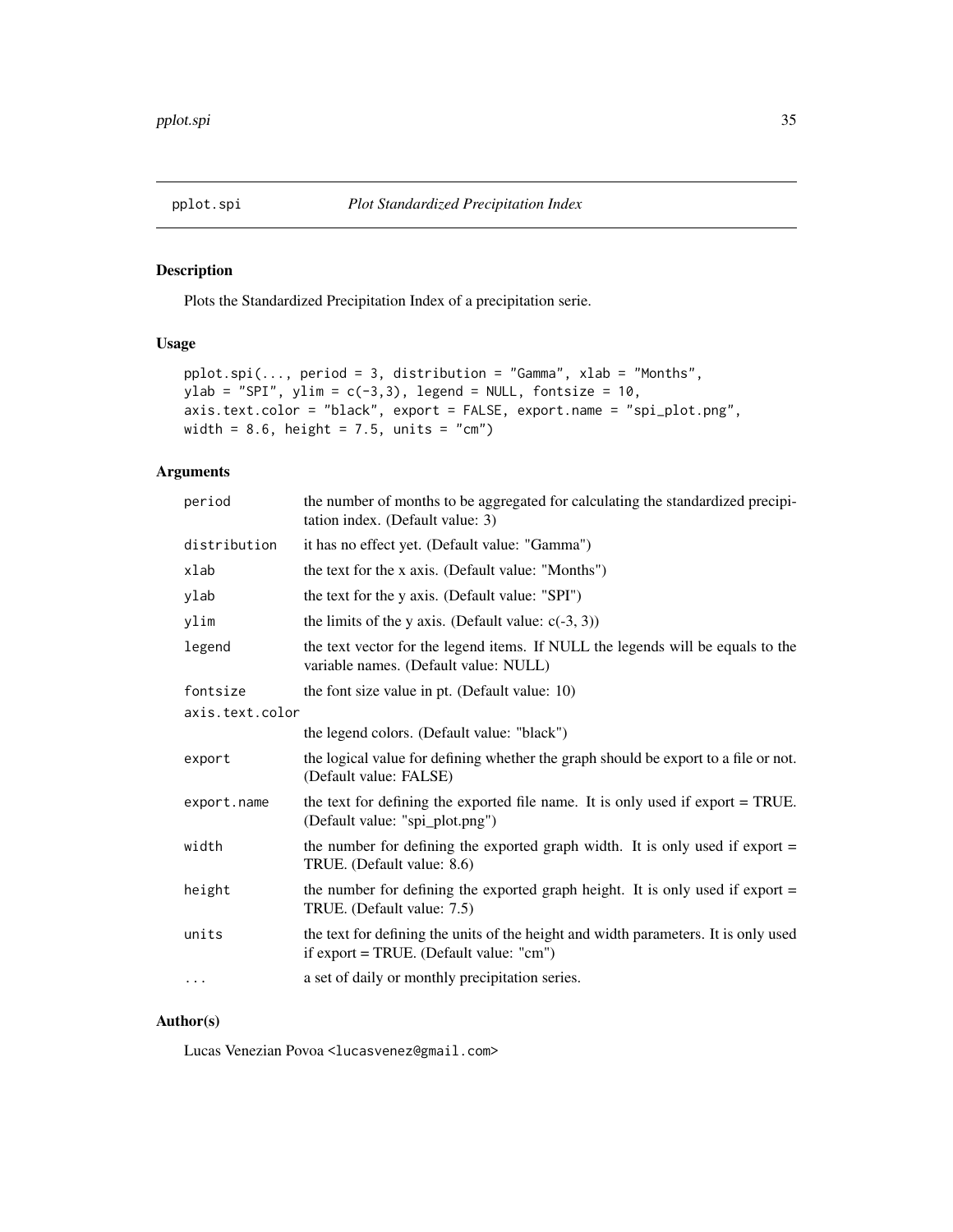# pplot.spi *Plot Standardized Precipitation Index*

## Description

Plots the Standardized Precipitation Index of a precipitation serie.

## Usage

```
pplot.spi(..., period = 3, distribution = "Gamma", xlab = "Months",
ylab = "SPI", ylim = c(-3,3), legend = NULL, fontsize = 10,
axis.text.color = "black", export = FALSE, export.name = "spi_plot.png",
width = 8.6, height = 7.5, units = "cm")
```

## Arguments

| | |
|---|---|
| `period` | the number of months to be aggregated for calculating the standardized precipitation index. (Default value: 3) |
| `distribution` | it has no effect yet. (Default value: "Gamma") |
| `xlab` | the text for the x axis. (Default value: "Months") |
| `ylab` | the text for the y axis. (Default value: "SPI") |
| `ylim` | the limits of the y axis. (Default value: c(-3, 3)) |
| `legend` | the text vector for the legend items. If NULL the legends will be equals to the variable names. (Default value: NULL) |
| `fontsize` | the font size value in pt. (Default value: 10) |
| `axis.text.color` | the legend colors. (Default value: "black") |
| `export` | the logical value for defining whether the graph should be export to a file or not. (Default value: FALSE) |
| `export.name` | the text for defining the exported file name. It is only used if export = TRUE. (Default value: "spi_plot.png") |
| `width` | the number for defining the exported graph width. It is only used if export = TRUE. (Default value: 8.6) |
| `height` | the number for defining the exported graph height. It is only used if export = TRUE. (Default value: 7.5) |
| `units` | the text for defining the units of the height and width parameters. It is only used if export = TRUE. (Default value: "cm") |
| `...` | a set of daily or monthly precipitation series. |

## Author(s)

Lucas Venezian Povoa <lucasvenez@gmail.com>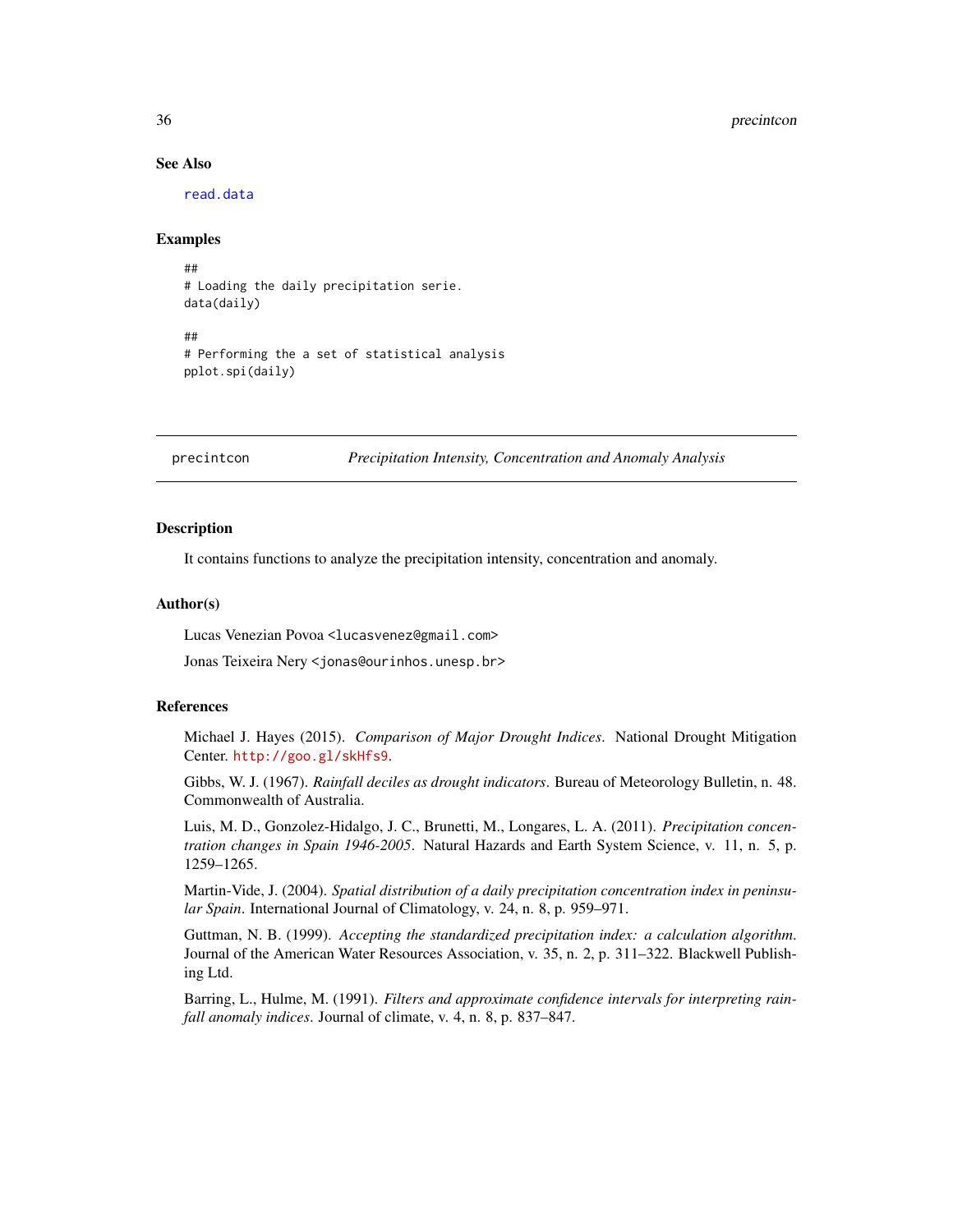## See Also

read.data

## Examples

```
##
# Loading the daily precipitation serie.
data(daily)

##
# Performing the a set of statistical analysis
pplot.spi(daily)
```

---

## precintcon — *Precipitation Intensity, Concentration and Anomaly Analysis*

---

### Description

It contains functions to analyze the precipitation intensity, concentration and anomaly.

### Author(s)

Lucas Venezian Povoa <lucasvenez@gmail.com>

Jonas Teixeira Nery <jonas@ourinhos.unesp.br>

### References

Michael J. Hayes (2015). *Comparison of Major Drought Indices*. National Drought Mitigation Center. http://goo.gl/skHfs9.

Gibbs, W. J. (1967). *Rainfall deciles as drought indicators*. Bureau of Meteorology Bulletin, n. 48. Commonwealth of Australia.

Luis, M. D., Gonzolez-Hidalgo, J. C., Brunetti, M., Longares, L. A. (2011). *Precipitation concentration changes in Spain 1946-2005*. Natural Hazards and Earth System Science, v. 11, n. 5, p. 1259–1265.

Martin-Vide, J. (2004). *Spatial distribution of a daily precipitation concentration index in peninsular Spain*. International Journal of Climatology, v. 24, n. 8, p. 959–971.

Guttman, N. B. (1999). *Accepting the standardized precipitation index: a calculation algorithm*. Journal of the American Water Resources Association, v. 35, n. 2, p. 311–322. Blackwell Publishing Ltd.

Barring, L., Hulme, M. (1991). *Filters and approximate confidence intervals for interpreting rainfall anomaly indices*. Journal of climate, v. 4, n. 8, p. 837–847.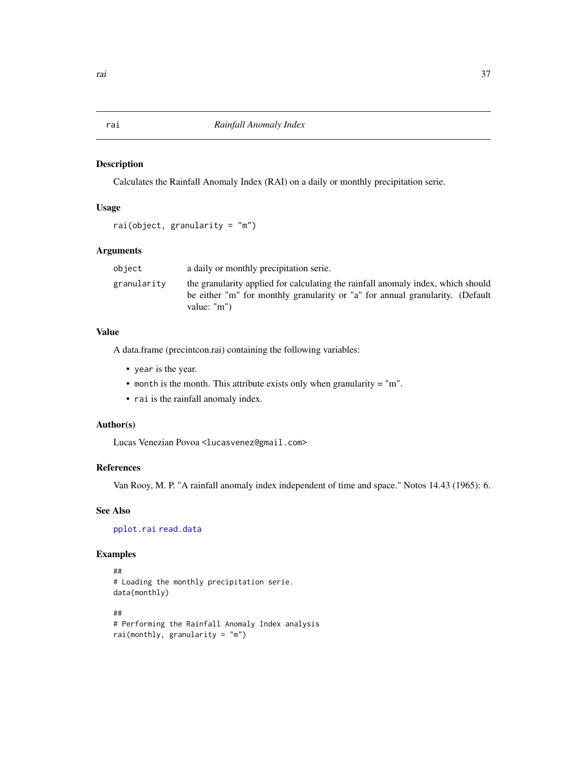rai — *Rainfall Anomaly Index*

## Description

Calculates the Rainfall Anomaly Index (RAI) on a daily or monthly precipitation serie.

## Usage

```
rai(object, granularity = "m")
```

## Arguments

| | |
|---|---|
| object | a daily or monthly precipitation serie. |
| granularity | the granularity applied for calculating the rainfall anomaly index, which should be either "m" for monthly granularity or "a" for annual granularity. (Default value: "m") |

## Value

A data.frame (precintcon.rai) containing the following variables:

- `year` is the year.
- `month` is the month. This attribute exists only when granularity = "m".
- `rai` is the rainfall anomaly index.

## Author(s)

Lucas Venezian Povoa <`lucasvenez@gmail.com`>

## References

Van Rooy, M. P. "A rainfall anomaly index independent of time and space." Notos 14.43 (1965): 6.

## See Also

`pplot.rai` `read.data`

## Examples

```
##
# Loading the monthly precipitation serie.
data(monthly)

##
# Performing the Rainfall Anomaly Index analysis
rai(monthly, granularity = "m")
```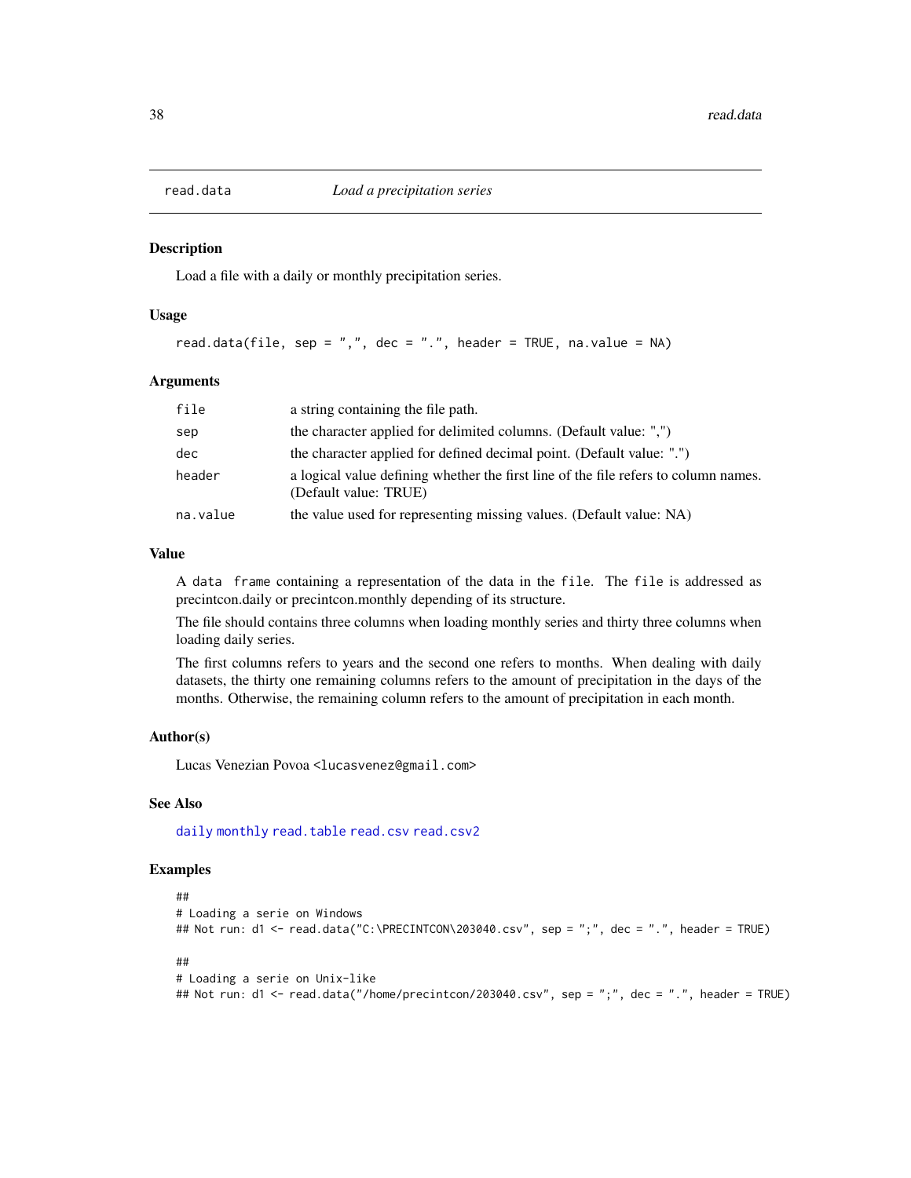# read.data *Load a precipitation series*

## Description

Load a file with a daily or monthly precipitation series.

## Usage

```
read.data(file, sep = ",", dec = ".", header = TRUE, na.value = NA)
```

## Arguments

| | |
|---|---|
| file | a string containing the file path. |
| sep | the character applied for delimited columns. (Default value: ",") |
| dec | the character applied for defined decimal point. (Default value: ".") |
| header | a logical value defining whether the first line of the file refers to column names. (Default value: TRUE) |
| na.value | the value used for representing missing values. (Default value: NA) |

## Value

A `data frame` containing a representation of the data in the `file`. The `file` is addressed as precintcon.daily or precintcon.monthly depending of its structure.

The file should contains three columns when loading monthly series and thirty three columns when loading daily series.

The first columns refers to years and the second one refers to months. When dealing with daily datasets, the thirty one remaining columns refers to the amount of precipitation in the days of the months. Otherwise, the remaining column refers to the amount of precipitation in each month.

## Author(s)

Lucas Venezian Povoa <lucasvenez@gmail.com>

## See Also

daily monthly read.table read.csv read.csv2

## Examples

```
##
# Loading a serie on Windows
## Not run: d1 <- read.data("C:\PRECINTCON\203040.csv", sep = ";", dec = ".", header = TRUE)

##
# Loading a serie on Unix-like
## Not run: d1 <- read.data("/home/precintcon/203040.csv", sep = ";", dec = ".", header = TRUE)
```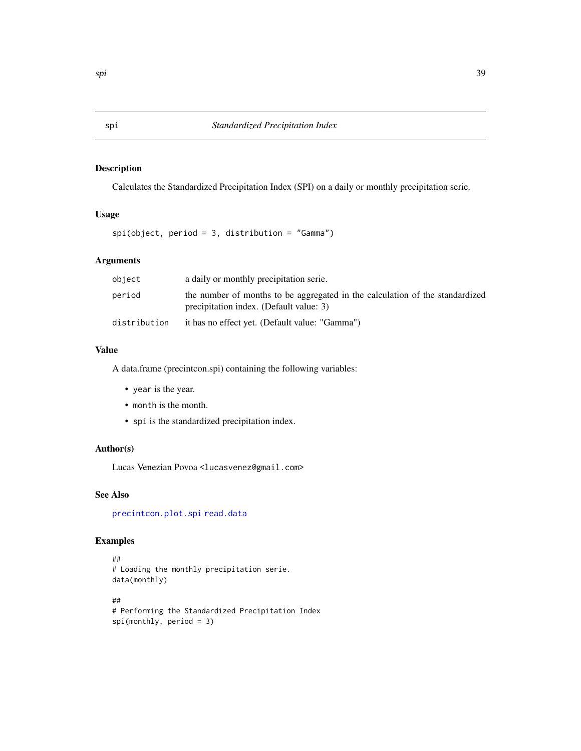# spi — *Standardized Precipitation Index*

## Description

Calculates the Standardized Precipitation Index (SPI) on a daily or monthly precipitation serie.

## Usage

```
spi(object, period = 3, distribution = "Gamma")
```

## Arguments

| | |
|---|---|
| `object` | a daily or monthly precipitation serie. |
| `period` | the number of months to be aggregated in the calculation of the standardized precipitation index. (Default value: 3) |
| `distribution` | it has no effect yet. (Default value: "Gamma") |

## Value

A data.frame (precintcon.spi) containing the following variables:

- `year` is the year.
- `month` is the month.
- `spi` is the standardized precipitation index.

## Author(s)

Lucas Venezian Povoa <lucasvenez@gmail.com>

## See Also

`precintcon.plot.spi` `read.data`

## Examples

```
##
# Loading the monthly precipitation serie.
data(monthly)

##
# Performing the Standardized Precipitation Index
spi(monthly, period = 3)
```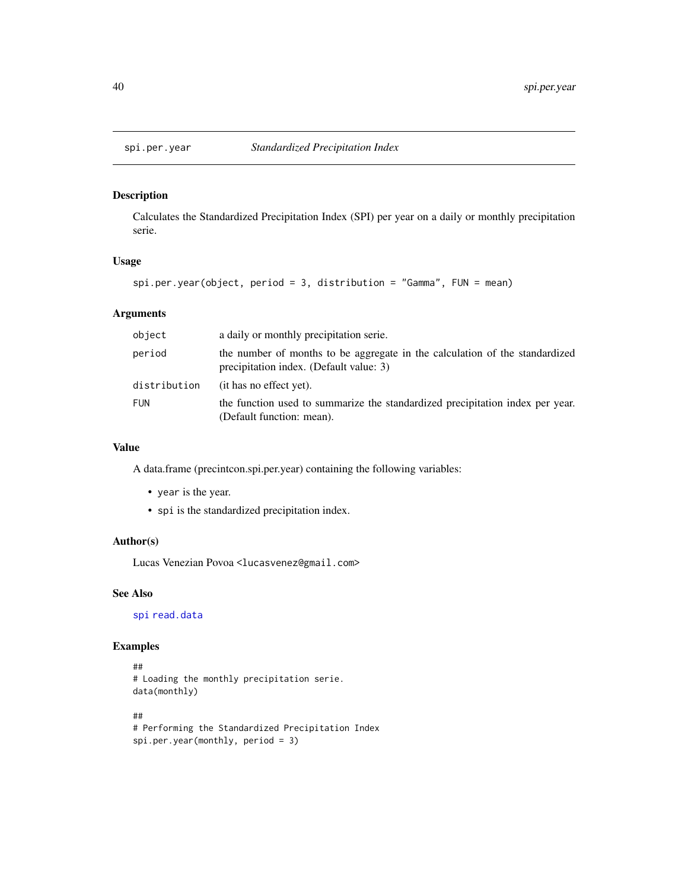# spi.per.year — *Standardized Precipitation Index*

## Description

Calculates the Standardized Precipitation Index (SPI) per year on a daily or monthly precipitation serie.

## Usage

```
spi.per.year(object, period = 3, distribution = "Gamma", FUN = mean)
```

## Arguments

| | |
|---|---|
| `object` | a daily or monthly precipitation serie. |
| `period` | the number of months to be aggregate in the calculation of the standardized precipitation index. (Default value: 3) |
| `distribution` | (it has no effect yet). |
| `FUN` | the function used to summarize the standardized precipitation index per year. (Default function: mean). |

## Value

A data.frame (precintcon.spi.per.year) containing the following variables:

- `year` is the year.
- `spi` is the standardized precipitation index.

## Author(s)

Lucas Venezian Povoa <lucasvenez@gmail.com>

## See Also

`spi` `read.data`

## Examples

```
##
# Loading the monthly precipitation serie.
data(monthly)

##
# Performing the Standardized Precipitation Index
spi.per.year(monthly, period = 3)
```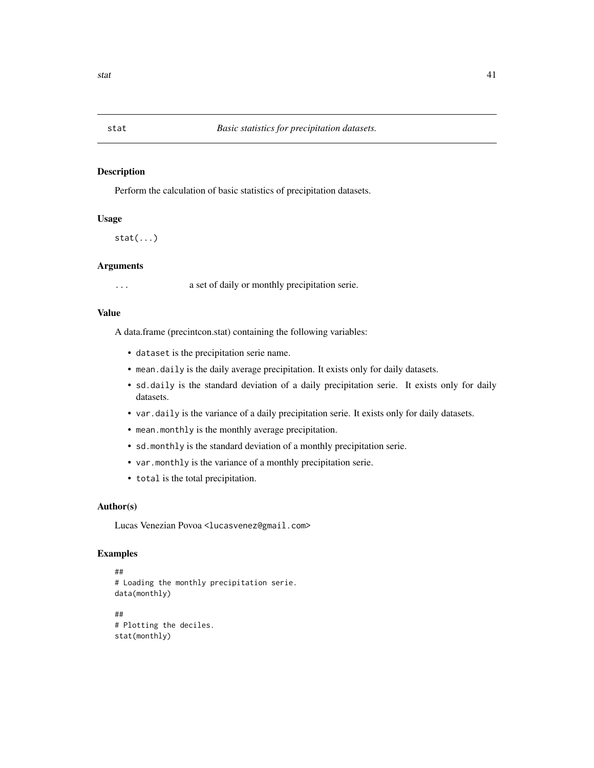# stat — *Basic statistics for precipitation datasets.*

## Description

Perform the calculation of basic statistics of precipitation datasets.

## Usage

```
stat(...)
```

## Arguments

`...` a set of daily or monthly precipitation serie.

## Value

A data.frame (precintcon.stat) containing the following variables:

- `dataset` is the precipitation serie name.
- `mean.daily` is the daily average precipitation. It exists only for daily datasets.
- `sd.daily` is the standard deviation of a daily precipitation serie. It exists only for daily datasets.
- `var.daily` is the variance of a daily precipitation serie. It exists only for daily datasets.
- `mean.monthly` is the monthly average precipitation.
- `sd.monthly` is the standard deviation of a monthly precipitation serie.
- `var.monthly` is the variance of a monthly precipitation serie.
- `total` is the total precipitation.

## Author(s)

Lucas Venezian Povoa <lucasvenez@gmail.com>

## Examples

```
##
# Loading the monthly precipitation serie.
data(monthly)

##
# Plotting the deciles.
stat(monthly)
```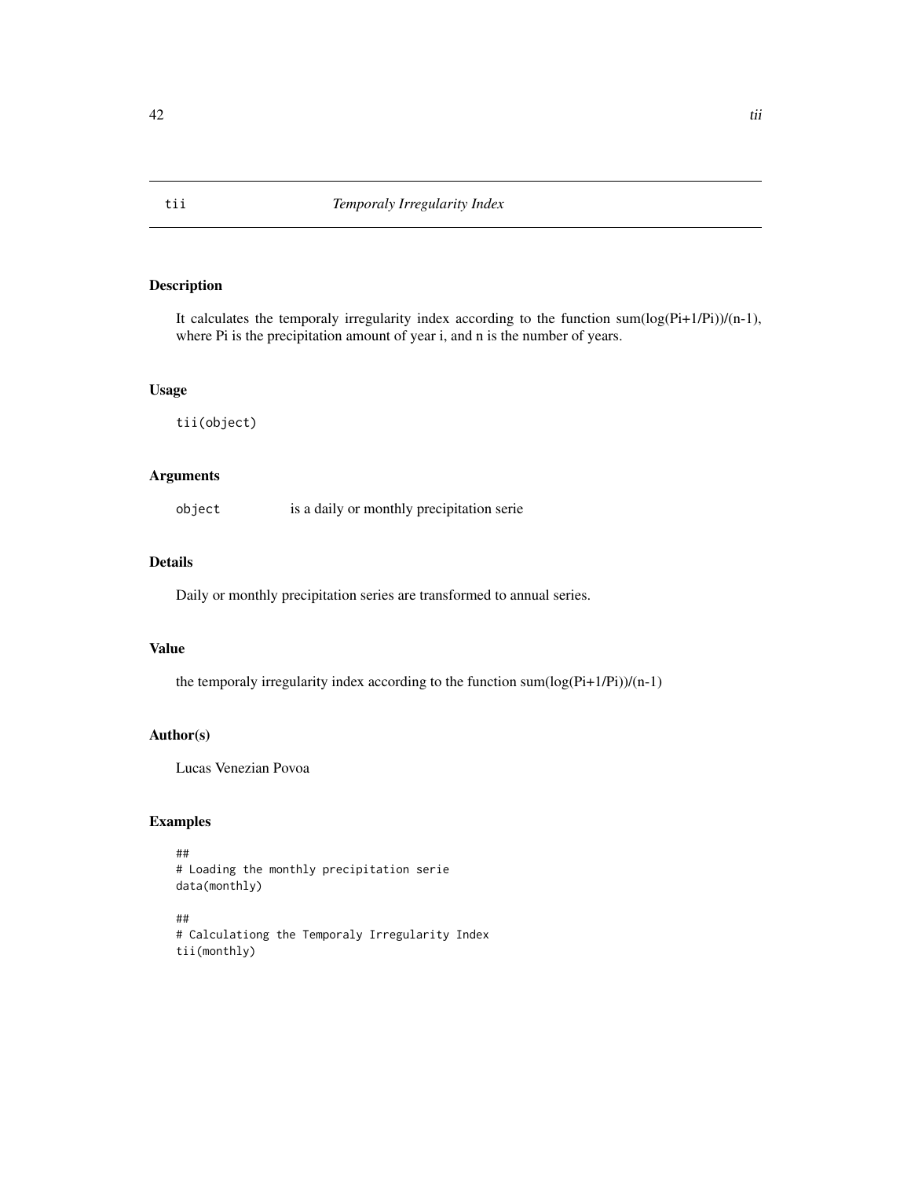# tii — *Temporaly Irregularity Index*

## Description

It calculates the temporaly irregularity index according to the function sum(log(Pi+1/Pi))/(n-1), where Pi is the precipitation amount of year i, and n is the number of years.

## Usage

```
tii(object)
```

## Arguments

| | |
|---|---|
| `object` | is a daily or monthly precipitation serie |

## Details

Daily or monthly precipitation series are transformed to annual series.

## Value

the temporaly irregularity index according to the function sum(log(Pi+1/Pi))/(n-1)

## Author(s)

Lucas Venezian Povoa

## Examples

```
##
# Loading the monthly precipitation serie
data(monthly)

##
# Calculationg the Temporaly Irregularity Index
tii(monthly)
```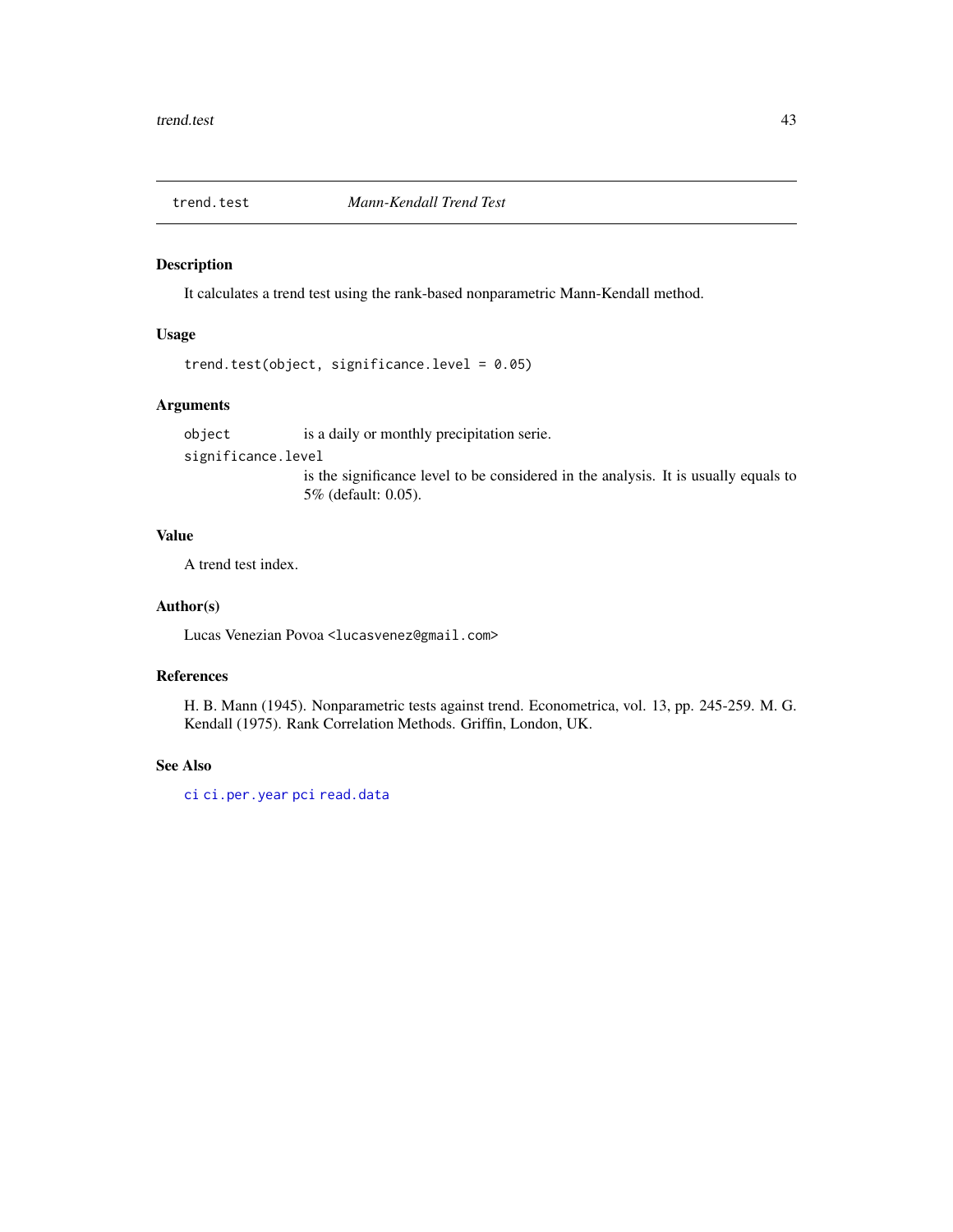## trend.test — *Mann-Kendall Trend Test*

### Description

It calculates a trend test using the rank-based nonparametric Mann-Kendall method.

### Usage

```
trend.test(object, significance.level = 0.05)
```

### Arguments

`object` is a daily or monthly precipitation serie.

`significance.level` is the significance level to be considered in the analysis. It is usually equals to 5% (default: 0.05).

### Value

A trend test index.

### Author(s)

Lucas Venezian Povoa `<lucasvenez@gmail.com>`

### References

H. B. Mann (1945). Nonparametric tests against trend. Econometrica, vol. 13, pp. 245-259. M. G. Kendall (1975). Rank Correlation Methods. Griffin, London, UK.

### See Also

`ci` `ci.per.year` `pci` `read.data`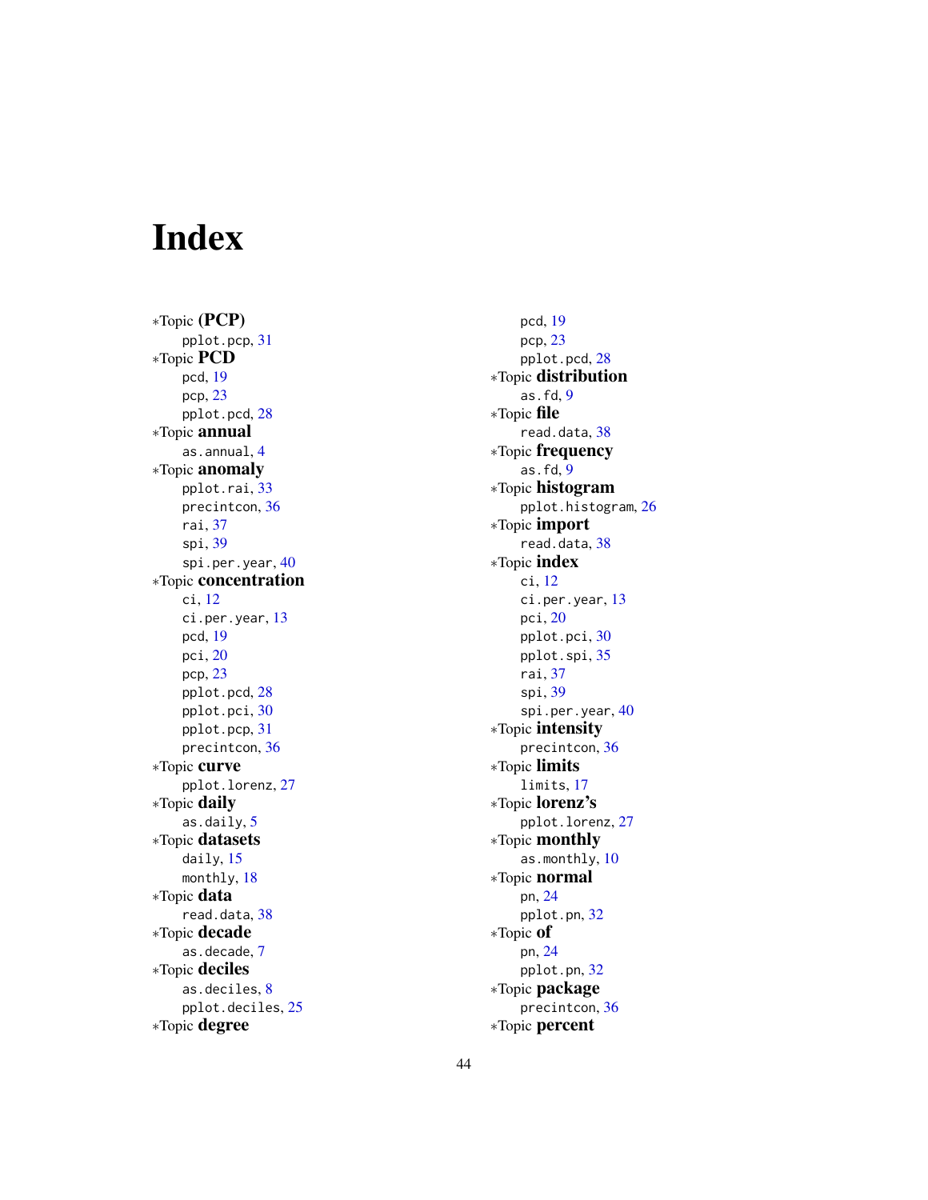# Index

*Topic **(PCP)**
  pplot.pcp, 31
*Topic **PCD**
  pcd, 19
  pcp, 23
  pplot.pcd, 28
*Topic **annual**
  as.annual, 4
*Topic **anomaly**
  pplot.rai, 33
  precintcon, 36
  rai, 37
  spi, 39
  spi.per.year, 40
*Topic **concentration**
  ci, 12
  ci.per.year, 13
  pcd, 19
  pci, 20
  pcp, 23
  pplot.pcd, 28
  pplot.pci, 30
  pplot.pcp, 31
  precintcon, 36
*Topic **curve**
  pplot.lorenz, 27
*Topic **daily**
  as.daily, 5
*Topic **datasets**
  daily, 15
  monthly, 18
*Topic **data**
  read.data, 38
*Topic **decade**
  as.decade, 7
*Topic **deciles**
  as.deciles, 8
  pplot.deciles, 25
*Topic **degree**
  pcd, 19
  pcp, 23
  pplot.pcd, 28
*Topic **distribution**
  as.fd, 9
*Topic **file**
  read.data, 38
*Topic **frequency**
  as.fd, 9
*Topic **histogram**
  pplot.histogram, 26
*Topic **import**
  read.data, 38
*Topic **index**
  ci, 12
  ci.per.year, 13
  pci, 20
  pplot.pci, 30
  pplot.spi, 35
  rai, 37
  spi, 39
  spi.per.year, 40
*Topic **intensity**
  precintcon, 36
*Topic **limits**
  limits, 17
*Topic **lorenz's**
  pplot.lorenz, 27
*Topic **monthly**
  as.monthly, 10
*Topic **normal**
  pn, 24
  pplot.pn, 32
*Topic **of**
  pn, 24
  pplot.pn, 32
*Topic **package**
  precintcon, 36
*Topic **percent**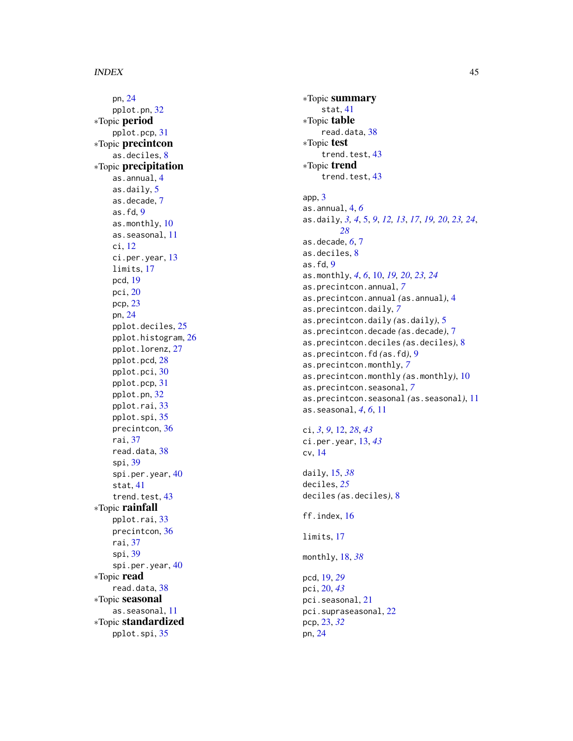pn, 24
pplot.pn, 32

∗Topic **period**
pplot.pcp, 31

∗Topic **precintcon**
as.deciles, 8

∗Topic **precipitation**
as.annual, 4
as.daily, 5
as.decade, 7
as.fd, 9
as.monthly, 10
as.seasonal, 11
ci, 12
ci.per.year, 13
limits, 17
pcd, 19
pci, 20
pcp, 23
pn, 24
pplot.deciles, 25
pplot.histogram, 26
pplot.lorenz, 27
pplot.pcd, 28
pplot.pci, 30
pplot.pcp, 31
pplot.pn, 32
pplot.rai, 33
pplot.spi, 35
precintcon, 36
rai, 37
read.data, 38
spi, 39
spi.per.year, 40
stat, 41
trend.test, 43

∗Topic **rainfall**
pplot.rai, 33
precintcon, 36
rai, 37
spi, 39
spi.per.year, 40

∗Topic **read**
read.data, 38

∗Topic **seasonal**
as.seasonal, 11

∗Topic **standardized**
pplot.spi, 35

∗Topic **summary**
stat, 41

∗Topic **table**
read.data, 38

∗Topic **test**
trend.test, 43

∗Topic **trend**
trend.test, 43

app, 3
as.annual, 4, *6*
as.daily, *3, 4*, 5, *9*, *12, 13*, *17*, *19, 20*, *23, 24*, *28*
as.decade, *6*, 7
as.deciles, 8
as.fd, 9
as.monthly, *4*, *6*, 10, *19, 20*, *23, 24*
as.precintcon.annual, *7*
as.precintcon.annual *(as.annual)*, 4
as.precintcon.daily, *7*
as.precintcon.daily *(as.daily)*, 5
as.precintcon.decade *(as.decade)*, 7
as.precintcon.deciles *(as.deciles)*, 8
as.precintcon.fd *(as.fd)*, 9
as.precintcon.monthly, *7*
as.precintcon.monthly *(as.monthly)*, 10
as.precintcon.seasonal, *7*
as.precintcon.seasonal *(as.seasonal)*, 11
as.seasonal, *4*, *6*, 11

ci, *3*, *9*, 12, *28*, *43*
ci.per.year, 13, *43*
cv, 14

daily, 15, *38*
deciles, *25*
deciles *(as.deciles)*, 8

ff.index, 16

limits, 17

monthly, 18, *38*

pcd, 19, *29*
pci, 20, *43*
pci.seasonal, 21
pci.supraseasonal, 22
pcp, 23, *32*
pn, 24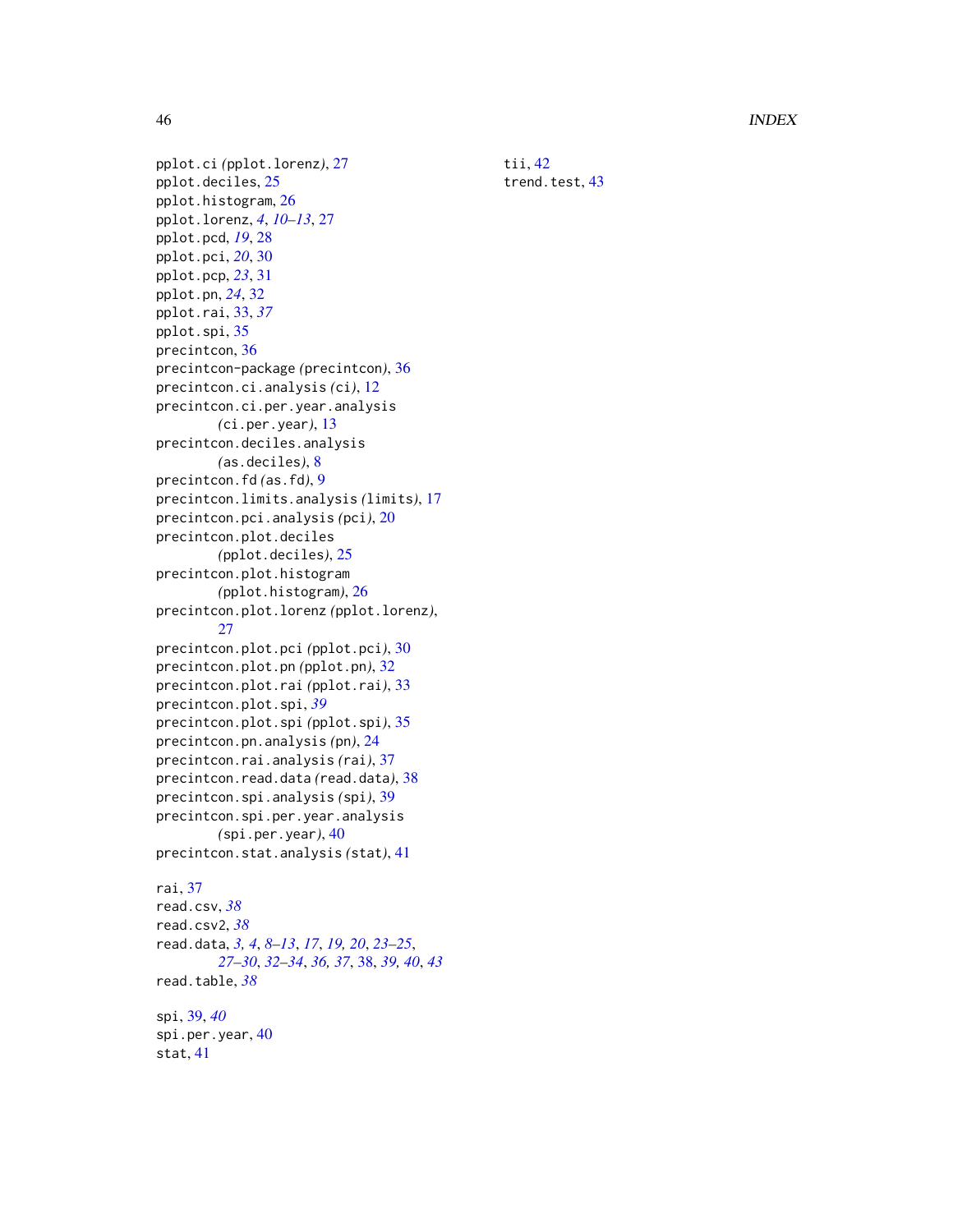pplot.ci *(pplot.lorenz)*, 27
pplot.deciles, 25
pplot.histogram, 26
pplot.lorenz, *4*, *10–13*, 27
pplot.pcd, *19*, 28
pplot.pci, *20*, 30
pplot.pcp, *23*, 31
pplot.pn, *24*, 32
pplot.rai, 33, *37*
pplot.spi, 35
precintcon, 36
precintcon-package *(precintcon)*, 36
precintcon.ci.analysis *(ci)*, 12
precintcon.ci.per.year.analysis
*(ci.per.year)*, 13
precintcon.deciles.analysis
*(as.deciles)*, 8
precintcon.fd *(as.fd)*, 9
precintcon.limits.analysis *(limits)*, 17
precintcon.pci.analysis *(pci)*, 20
precintcon.plot.deciles
*(pplot.deciles)*, 25
precintcon.plot.histogram
*(pplot.histogram)*, 26
precintcon.plot.lorenz *(pplot.lorenz)*,
27
precintcon.plot.pci *(pplot.pci)*, 30
precintcon.plot.pn *(pplot.pn)*, 32
precintcon.plot.rai *(pplot.rai)*, 33
precintcon.plot.spi, *39*
precintcon.plot.spi *(pplot.spi)*, 35
precintcon.pn.analysis *(pn)*, 24
precintcon.rai.analysis *(rai)*, 37
precintcon.read.data *(read.data)*, 38
precintcon.spi.analysis *(spi)*, 39
precintcon.spi.per.year.analysis
*(spi.per.year)*, 40
precintcon.stat.analysis *(stat)*, 41

rai, 37
read.csv, *38*
read.csv2, *38*
read.data, *3, 4*, *8–13*, *17*, *19, 20*, *23–25*,
*27–30*, *32–34*, *36, 37*, 38, *39, 40*, *43*
read.table, *38*

spi, 39, *40*
spi.per.year, 40
stat, 41

tii, 42
trend.test, 43